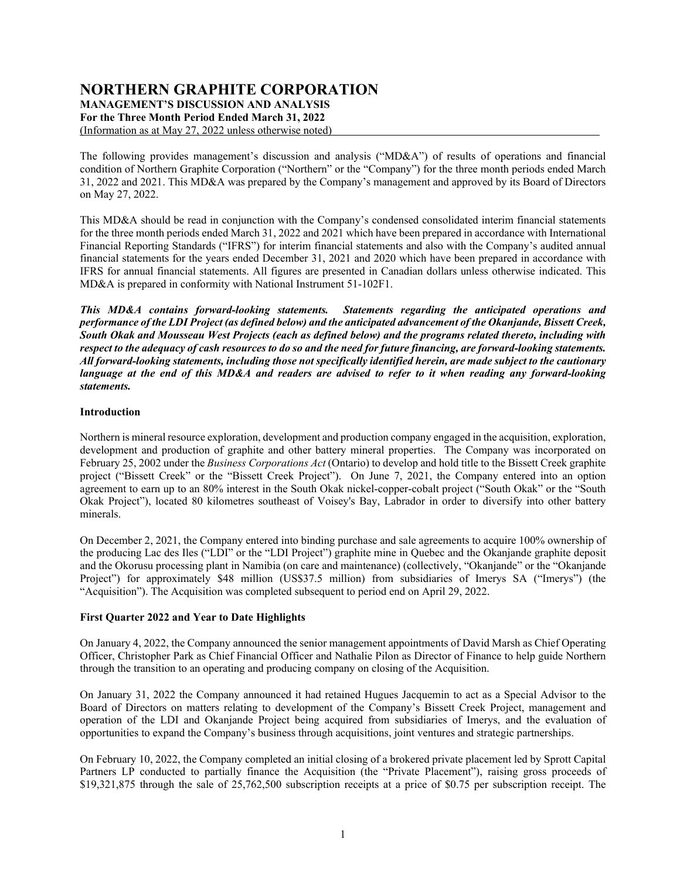# NORTHERN GRAPHITE CORPORATION

**MANAGEMENT'S DISCUSSION AND ANALYSIS**
**For the Three Month Period Ended March 31, 2022**
(Information as at May 27, 2022 unless otherwise noted)

The following provides management's discussion and analysis ("MD&A") of results of operations and financial condition of Northern Graphite Corporation ("Northern" or the "Company") for the three month periods ended March 31, 2022 and 2021. This MD&A was prepared by the Company's management and approved by its Board of Directors on May 27, 2022.

This MD&A should be read in conjunction with the Company's condensed consolidated interim financial statements for the three month periods ended March 31, 2022 and 2021 which have been prepared in accordance with International Financial Reporting Standards ("IFRS") for interim financial statements and also with the Company's audited annual financial statements for the years ended December 31, 2021 and 2020 which have been prepared in accordance with IFRS for annual financial statements. All figures are presented in Canadian dollars unless otherwise indicated. This MD&A is prepared in conformity with National Instrument 51-102F1.

***This MD&A contains forward-looking statements. Statements regarding the anticipated operations and performance of the LDI Project (as defined below) and the anticipated advancement of the Okanjande, Bissett Creek, South Okak and Mousseau West Projects (each as defined below) and the programs related thereto, including with respect to the adequacy of cash resources to do so and the need for future financing, are forward-looking statements. All forward-looking statements, including those not specifically identified herein, are made subject to the cautionary language at the end of this MD&A and readers are advised to refer to it when reading any forward-looking statements.***

**Introduction**

Northern is mineral resource exploration, development and production company engaged in the acquisition, exploration, development and production of graphite and other battery mineral properties. The Company was incorporated on February 25, 2002 under the *Business Corporations Act* (Ontario) to develop and hold title to the Bissett Creek graphite project ("Bissett Creek" or the "Bissett Creek Project"). On June 7, 2021, the Company entered into an option agreement to earn up to an 80% interest in the South Okak nickel-copper-cobalt project ("South Okak" or the "South Okak Project"), located 80 kilometres southeast of Voisey's Bay, Labrador in order to diversify into other battery minerals.

On December 2, 2021, the Company entered into binding purchase and sale agreements to acquire 100% ownership of the producing Lac des Iles ("LDI" or the "LDI Project") graphite mine in Quebec and the Okanjande graphite deposit and the Okorusu processing plant in Namibia (on care and maintenance) (collectively, "Okanjande" or the "Okanjande Project") for approximately $48 million (US$37.5 million) from subsidiaries of Imerys SA ("Imerys") (the "Acquisition"). The Acquisition was completed subsequent to period end on April 29, 2022.

**First Quarter 2022 and Year to Date Highlights**

On January 4, 2022, the Company announced the senior management appointments of David Marsh as Chief Operating Officer, Christopher Park as Chief Financial Officer and Nathalie Pilon as Director of Finance to help guide Northern through the transition to an operating and producing company on closing of the Acquisition.

On January 31, 2022 the Company announced it had retained Hugues Jacquemin to act as a Special Advisor to the Board of Directors on matters relating to development of the Company's Bissett Creek Project, management and operation of the LDI and Okanjande Project being acquired from subsidiaries of Imerys, and the evaluation of opportunities to expand the Company's business through acquisitions, joint ventures and strategic partnerships.

On February 10, 2022, the Company completed an initial closing of a brokered private placement led by Sprott Capital Partners LP conducted to partially finance the Acquisition (the "Private Placement"), raising gross proceeds of $19,321,875 through the sale of 25,762,500 subscription receipts at a price of $0.75 per subscription receipt. The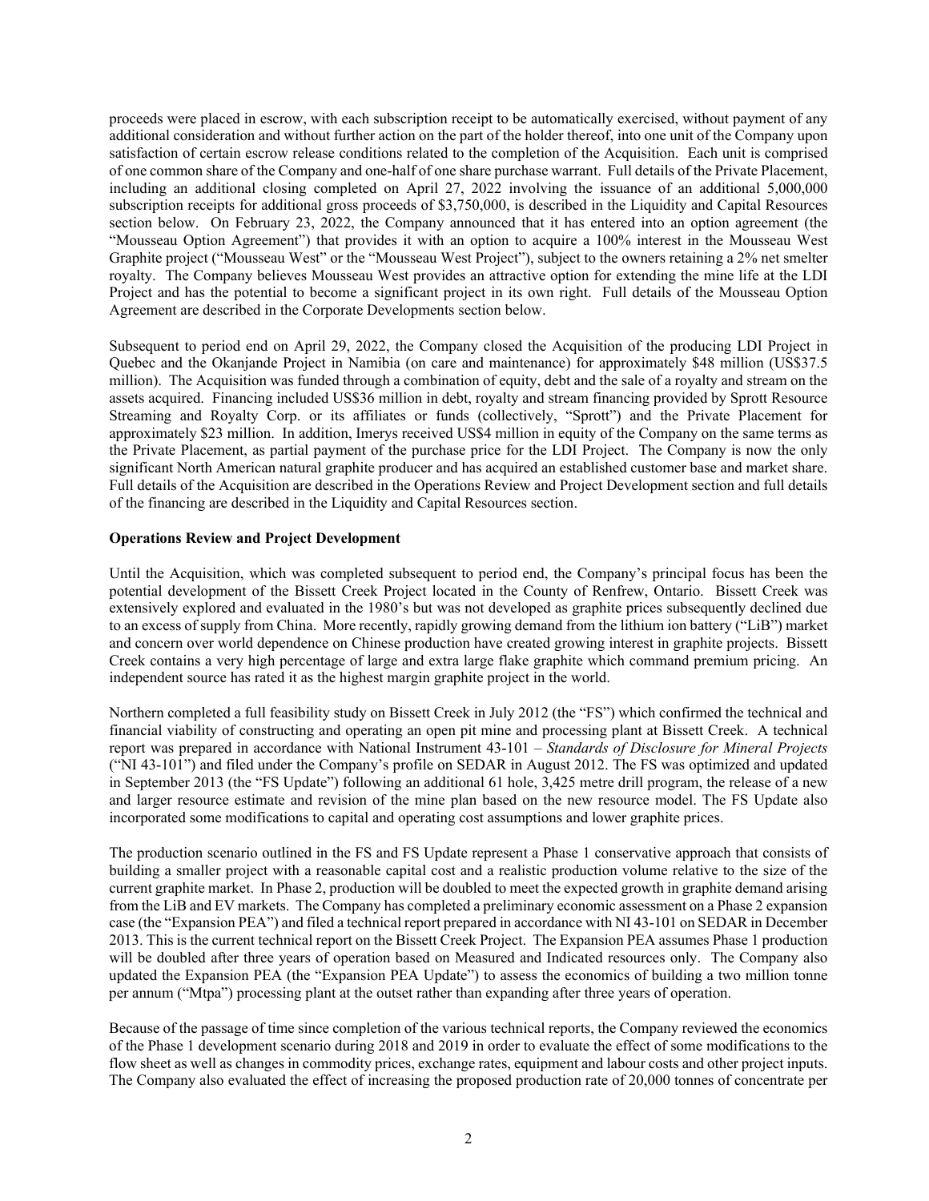proceeds were placed in escrow, with each subscription receipt to be automatically exercised, without payment of any additional consideration and without further action on the part of the holder thereof, into one unit of the Company upon satisfaction of certain escrow release conditions related to the completion of the Acquisition. Each unit is comprised of one common share of the Company and one-half of one share purchase warrant. Full details of the Private Placement, including an additional closing completed on April 27, 2022 involving the issuance of an additional 5,000,000 subscription receipts for additional gross proceeds of $3,750,000, is described in the Liquidity and Capital Resources section below. On February 23, 2022, the Company announced that it has entered into an option agreement (the "Mousseau Option Agreement") that provides it with an option to acquire a 100% interest in the Mousseau West Graphite project ("Mousseau West" or the "Mousseau West Project"), subject to the owners retaining a 2% net smelter royalty. The Company believes Mousseau West provides an attractive option for extending the mine life at the LDI Project and has the potential to become a significant project in its own right. Full details of the Mousseau Option Agreement are described in the Corporate Developments section below.

Subsequent to period end on April 29, 2022, the Company closed the Acquisition of the producing LDI Project in Quebec and the Okanjande Project in Namibia (on care and maintenance) for approximately $48 million (US$37.5 million). The Acquisition was funded through a combination of equity, debt and the sale of a royalty and stream on the assets acquired. Financing included US$36 million in debt, royalty and stream financing provided by Sprott Resource Streaming and Royalty Corp. or its affiliates or funds (collectively, "Sprott") and the Private Placement for approximately $23 million. In addition, Imerys received US$4 million in equity of the Company on the same terms as the Private Placement, as partial payment of the purchase price for the LDI Project. The Company is now the only significant North American natural graphite producer and has acquired an established customer base and market share. Full details of the Acquisition are described in the Operations Review and Project Development section and full details of the financing are described in the Liquidity and Capital Resources section.

**Operations Review and Project Development**

Until the Acquisition, which was completed subsequent to period end, the Company's principal focus has been the potential development of the Bissett Creek Project located in the County of Renfrew, Ontario. Bissett Creek was extensively explored and evaluated in the 1980's but was not developed as graphite prices subsequently declined due to an excess of supply from China. More recently, rapidly growing demand from the lithium ion battery ("LiB") market and concern over world dependence on Chinese production have created growing interest in graphite projects. Bissett Creek contains a very high percentage of large and extra large flake graphite which command premium pricing. An independent source has rated it as the highest margin graphite project in the world.

Northern completed a full feasibility study on Bissett Creek in July 2012 (the "FS") which confirmed the technical and financial viability of constructing and operating an open pit mine and processing plant at Bissett Creek. A technical report was prepared in accordance with National Instrument 43-101 – *Standards of Disclosure for Mineral Projects* ("NI 43-101") and filed under the Company's profile on SEDAR in August 2012. The FS was optimized and updated in September 2013 (the "FS Update") following an additional 61 hole, 3,425 metre drill program, the release of a new and larger resource estimate and revision of the mine plan based on the new resource model. The FS Update also incorporated some modifications to capital and operating cost assumptions and lower graphite prices.

The production scenario outlined in the FS and FS Update represent a Phase 1 conservative approach that consists of building a smaller project with a reasonable capital cost and a realistic production volume relative to the size of the current graphite market. In Phase 2, production will be doubled to meet the expected growth in graphite demand arising from the LiB and EV markets. The Company has completed a preliminary economic assessment on a Phase 2 expansion case (the "Expansion PEA") and filed a technical report prepared in accordance with NI 43-101 on SEDAR in December 2013. This is the current technical report on the Bissett Creek Project. The Expansion PEA assumes Phase 1 production will be doubled after three years of operation based on Measured and Indicated resources only. The Company also updated the Expansion PEA (the "Expansion PEA Update") to assess the economics of building a two million tonne per annum ("Mtpa") processing plant at the outset rather than expanding after three years of operation.

Because of the passage of time since completion of the various technical reports, the Company reviewed the economics of the Phase 1 development scenario during 2018 and 2019 in order to evaluate the effect of some modifications to the flow sheet as well as changes in commodity prices, exchange rates, equipment and labour costs and other project inputs. The Company also evaluated the effect of increasing the proposed production rate of 20,000 tonnes of concentrate per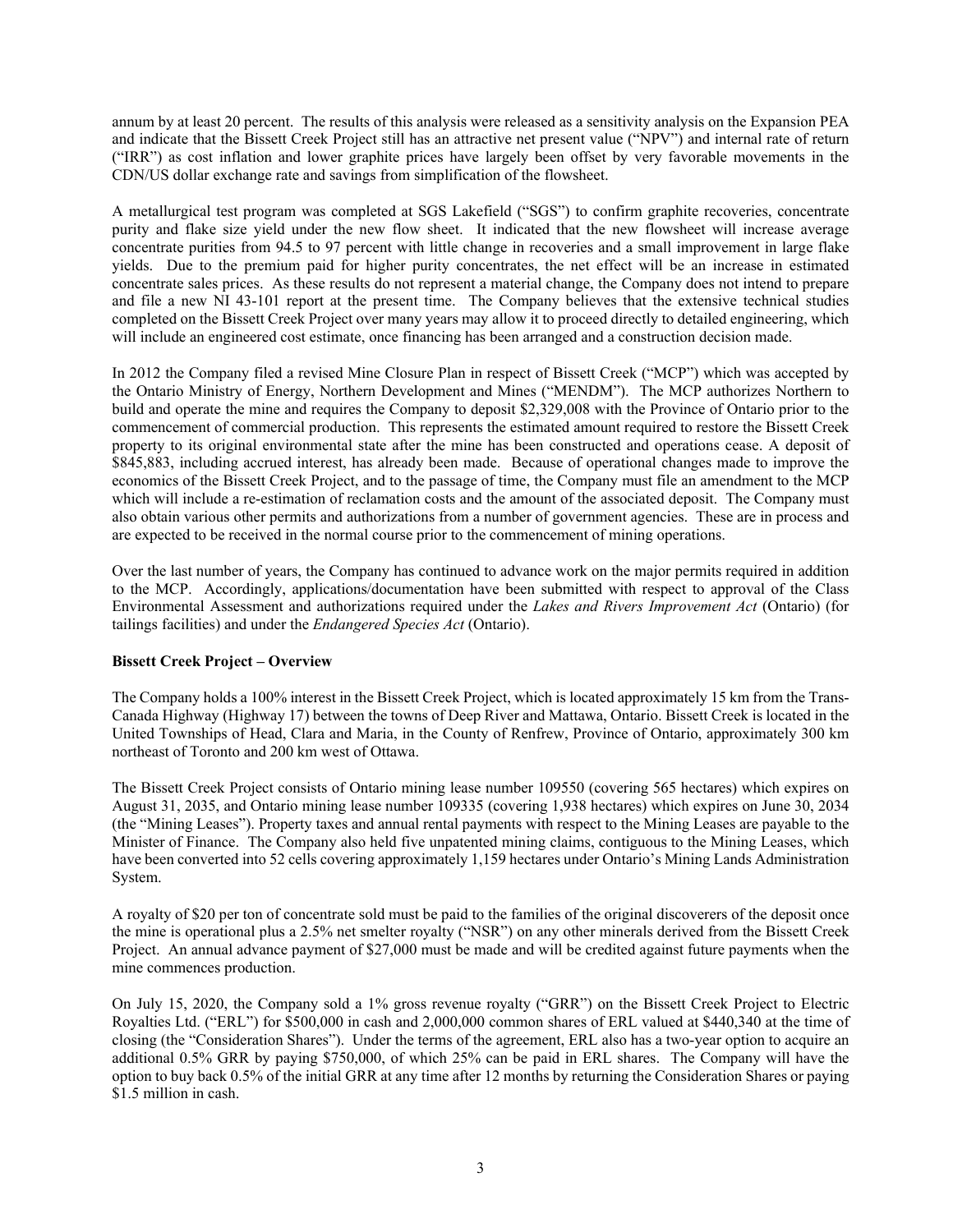annum by at least 20 percent. The results of this analysis were released as a sensitivity analysis on the Expansion PEA and indicate that the Bissett Creek Project still has an attractive net present value ("NPV") and internal rate of return ("IRR") as cost inflation and lower graphite prices have largely been offset by very favorable movements in the CDN/US dollar exchange rate and savings from simplification of the flowsheet.

A metallurgical test program was completed at SGS Lakefield ("SGS") to confirm graphite recoveries, concentrate purity and flake size yield under the new flow sheet. It indicated that the new flowsheet will increase average concentrate purities from 94.5 to 97 percent with little change in recoveries and a small improvement in large flake yields. Due to the premium paid for higher purity concentrates, the net effect will be an increase in estimated concentrate sales prices. As these results do not represent a material change, the Company does not intend to prepare and file a new NI 43-101 report at the present time. The Company believes that the extensive technical studies completed on the Bissett Creek Project over many years may allow it to proceed directly to detailed engineering, which will include an engineered cost estimate, once financing has been arranged and a construction decision made.

In 2012 the Company filed a revised Mine Closure Plan in respect of Bissett Creek ("MCP") which was accepted by the Ontario Ministry of Energy, Northern Development and Mines ("MENDM"). The MCP authorizes Northern to build and operate the mine and requires the Company to deposit $2,329,008 with the Province of Ontario prior to the commencement of commercial production. This represents the estimated amount required to restore the Bissett Creek property to its original environmental state after the mine has been constructed and operations cease. A deposit of $845,883, including accrued interest, has already been made. Because of operational changes made to improve the economics of the Bissett Creek Project, and to the passage of time, the Company must file an amendment to the MCP which will include a re-estimation of reclamation costs and the amount of the associated deposit. The Company must also obtain various other permits and authorizations from a number of government agencies. These are in process and are expected to be received in the normal course prior to the commencement of mining operations.

Over the last number of years, the Company has continued to advance work on the major permits required in addition to the MCP. Accordingly, applications/documentation have been submitted with respect to approval of the Class Environmental Assessment and authorizations required under the *Lakes and Rivers Improvement Act* (Ontario) (for tailings facilities) and under the *Endangered Species Act* (Ontario).

**Bissett Creek Project – Overview**

The Company holds a 100% interest in the Bissett Creek Project, which is located approximately 15 km from the Trans-Canada Highway (Highway 17) between the towns of Deep River and Mattawa, Ontario. Bissett Creek is located in the United Townships of Head, Clara and Maria, in the County of Renfrew, Province of Ontario, approximately 300 km northeast of Toronto and 200 km west of Ottawa.

The Bissett Creek Project consists of Ontario mining lease number 109550 (covering 565 hectares) which expires on August 31, 2035, and Ontario mining lease number 109335 (covering 1,938 hectares) which expires on June 30, 2034 (the "Mining Leases"). Property taxes and annual rental payments with respect to the Mining Leases are payable to the Minister of Finance. The Company also held five unpatented mining claims, contiguous to the Mining Leases, which have been converted into 52 cells covering approximately 1,159 hectares under Ontario's Mining Lands Administration System.

A royalty of $20 per ton of concentrate sold must be paid to the families of the original discoverers of the deposit once the mine is operational plus a 2.5% net smelter royalty ("NSR") on any other minerals derived from the Bissett Creek Project. An annual advance payment of $27,000 must be made and will be credited against future payments when the mine commences production.

On July 15, 2020, the Company sold a 1% gross revenue royalty ("GRR") on the Bissett Creek Project to Electric Royalties Ltd. ("ERL") for $500,000 in cash and 2,000,000 common shares of ERL valued at $440,340 at the time of closing (the "Consideration Shares"). Under the terms of the agreement, ERL also has a two-year option to acquire an additional 0.5% GRR by paying $750,000, of which 25% can be paid in ERL shares. The Company will have the option to buy back 0.5% of the initial GRR at any time after 12 months by returning the Consideration Shares or paying $1.5 million in cash.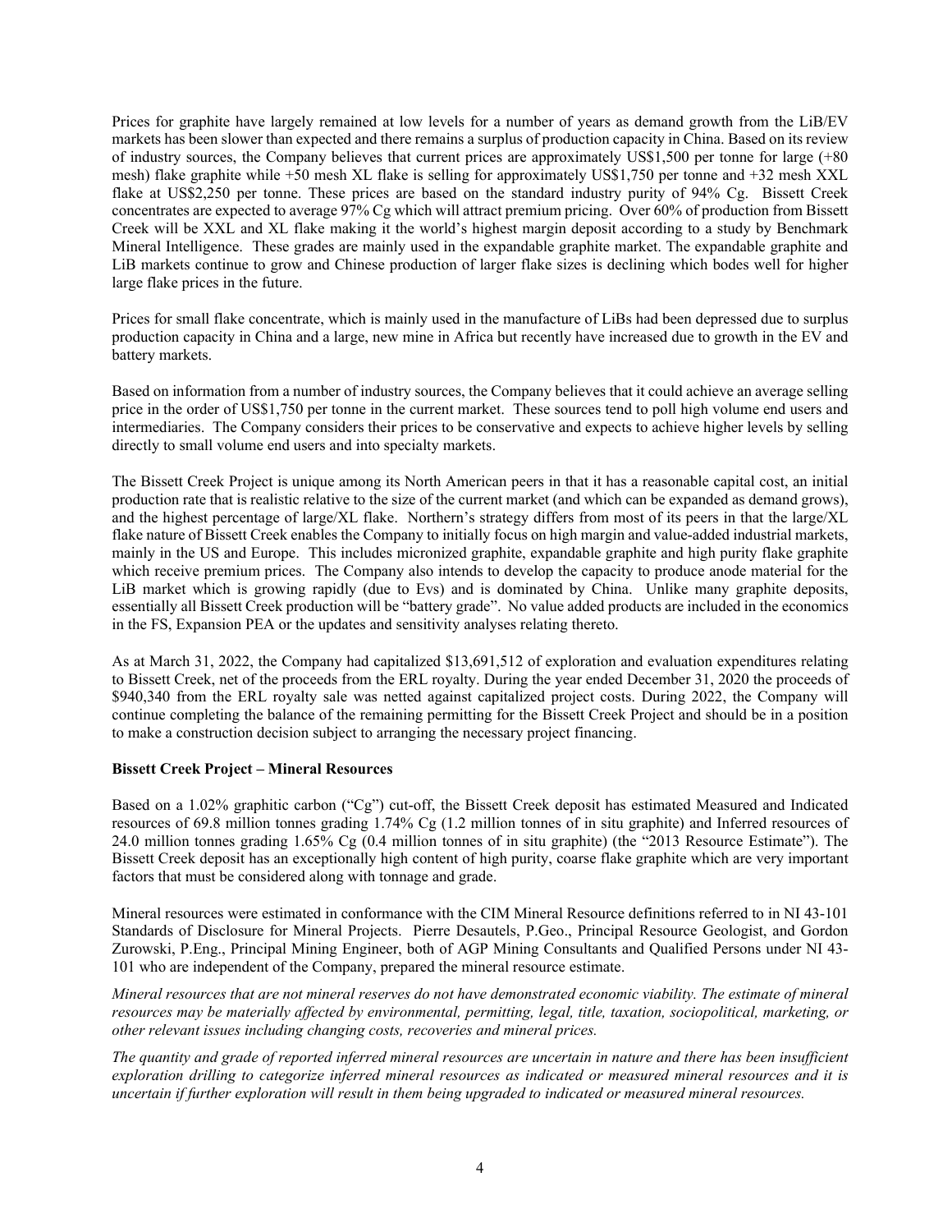Prices for graphite have largely remained at low levels for a number of years as demand growth from the LiB/EV markets has been slower than expected and there remains a surplus of production capacity in China. Based on its review of industry sources, the Company believes that current prices are approximately US$1,500 per tonne for large (+80 mesh) flake graphite while +50 mesh XL flake is selling for approximately US$1,750 per tonne and +32 mesh XXL flake at US$2,250 per tonne. These prices are based on the standard industry purity of 94% Cg. Bissett Creek concentrates are expected to average 97% Cg which will attract premium pricing. Over 60% of production from Bissett Creek will be XXL and XL flake making it the world's highest margin deposit according to a study by Benchmark Mineral Intelligence. These grades are mainly used in the expandable graphite market. The expandable graphite and LiB markets continue to grow and Chinese production of larger flake sizes is declining which bodes well for higher large flake prices in the future.

Prices for small flake concentrate, which is mainly used in the manufacture of LiBs had been depressed due to surplus production capacity in China and a large, new mine in Africa but recently have increased due to growth in the EV and battery markets.

Based on information from a number of industry sources, the Company believes that it could achieve an average selling price in the order of US$1,750 per tonne in the current market. These sources tend to poll high volume end users and intermediaries. The Company considers their prices to be conservative and expects to achieve higher levels by selling directly to small volume end users and into specialty markets.

The Bissett Creek Project is unique among its North American peers in that it has a reasonable capital cost, an initial production rate that is realistic relative to the size of the current market (and which can be expanded as demand grows), and the highest percentage of large/XL flake. Northern's strategy differs from most of its peers in that the large/XL flake nature of Bissett Creek enables the Company to initially focus on high margin and value-added industrial markets, mainly in the US and Europe. This includes micronized graphite, expandable graphite and high purity flake graphite which receive premium prices. The Company also intends to develop the capacity to produce anode material for the LiB market which is growing rapidly (due to Evs) and is dominated by China. Unlike many graphite deposits, essentially all Bissett Creek production will be "battery grade". No value added products are included in the economics in the FS, Expansion PEA or the updates and sensitivity analyses relating thereto.

As at March 31, 2022, the Company had capitalized $13,691,512 of exploration and evaluation expenditures relating to Bissett Creek, net of the proceeds from the ERL royalty. During the year ended December 31, 2020 the proceeds of $940,340 from the ERL royalty sale was netted against capitalized project costs. During 2022, the Company will continue completing the balance of the remaining permitting for the Bissett Creek Project and should be in a position to make a construction decision subject to arranging the necessary project financing.

**Bissett Creek Project – Mineral Resources**

Based on a 1.02% graphitic carbon ("Cg") cut-off, the Bissett Creek deposit has estimated Measured and Indicated resources of 69.8 million tonnes grading 1.74% Cg (1.2 million tonnes of in situ graphite) and Inferred resources of 24.0 million tonnes grading 1.65% Cg (0.4 million tonnes of in situ graphite) (the "2013 Resource Estimate"). The Bissett Creek deposit has an exceptionally high content of high purity, coarse flake graphite which are very important factors that must be considered along with tonnage and grade.

Mineral resources were estimated in conformance with the CIM Mineral Resource definitions referred to in NI 43-101 Standards of Disclosure for Mineral Projects. Pierre Desautels, P.Geo., Principal Resource Geologist, and Gordon Zurowski, P.Eng., Principal Mining Engineer, both of AGP Mining Consultants and Qualified Persons under NI 43-101 who are independent of the Company, prepared the mineral resource estimate.

*Mineral resources that are not mineral reserves do not have demonstrated economic viability. The estimate of mineral resources may be materially affected by environmental, permitting, legal, title, taxation, sociopolitical, marketing, or other relevant issues including changing costs, recoveries and mineral prices.*

*The quantity and grade of reported inferred mineral resources are uncertain in nature and there has been insufficient exploration drilling to categorize inferred mineral resources as indicated or measured mineral resources and it is uncertain if further exploration will result in them being upgraded to indicated or measured mineral resources.*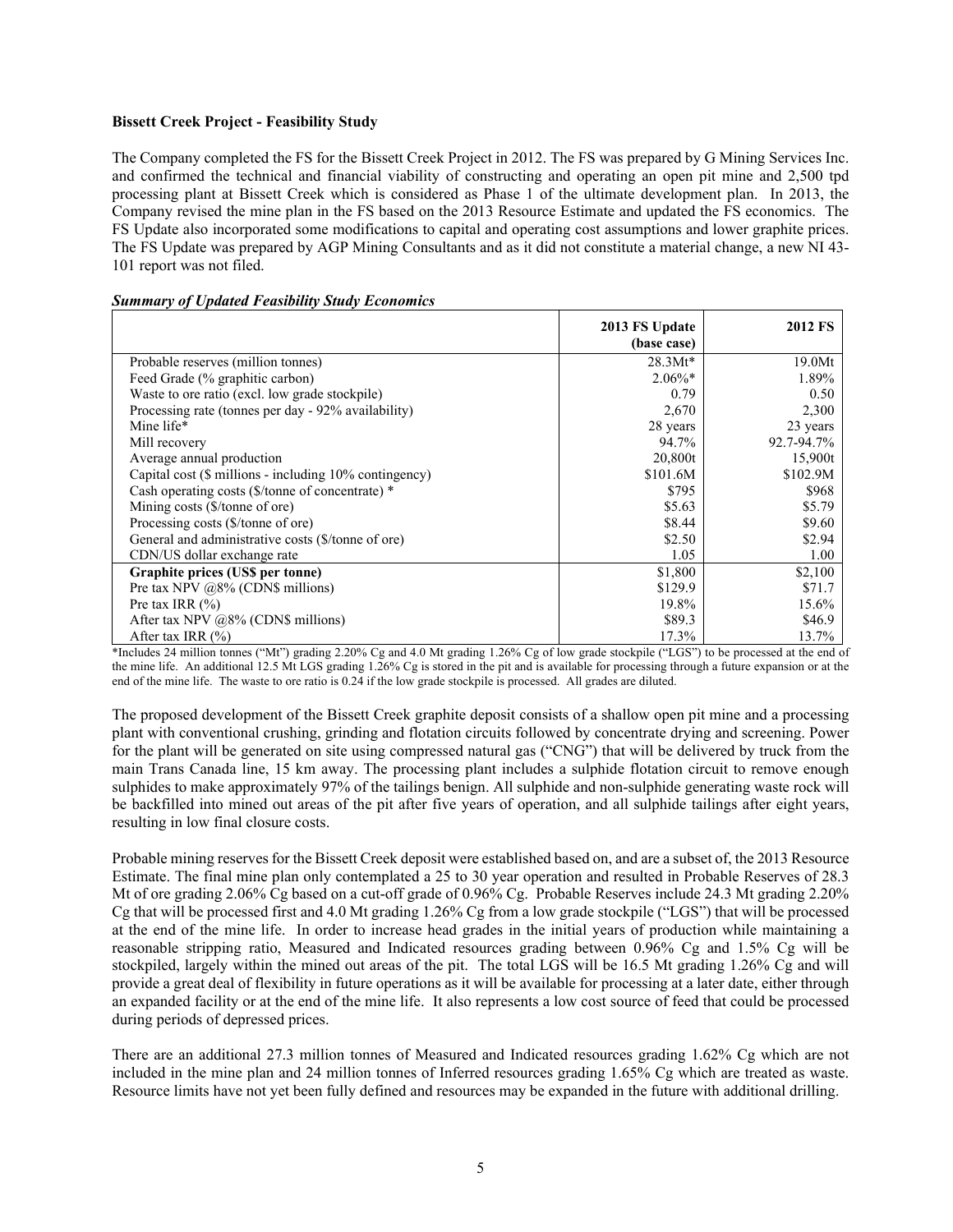**Bissett Creek Project - Feasibility Study**

The Company completed the FS for the Bissett Creek Project in 2012. The FS was prepared by G Mining Services Inc. and confirmed the technical and financial viability of constructing and operating an open pit mine and 2,500 tpd processing plant at Bissett Creek which is considered as Phase 1 of the ultimate development plan. In 2013, the Company revised the mine plan in the FS based on the 2013 Resource Estimate and updated the FS economics. The FS Update also incorporated some modifications to capital and operating cost assumptions and lower graphite prices. The FS Update was prepared by AGP Mining Consultants and as it did not constitute a material change, a new NI 43-101 report was not filed.

***Summary of Updated Feasibility Study Economics***

| | 2013 FS Update (base case) | 2012 FS |
|---|---|---|
| Probable reserves (million tonnes) | 28.3Mt* | 19.0Mt |
| Feed Grade (% graphitic carbon) | 2.06%* | 1.89% |
| Waste to ore ratio (excl. low grade stockpile) | 0.79 | 0.50 |
| Processing rate (tonnes per day - 92% availability) | 2,670 | 2,300 |
| Mine life* | 28 years | 23 years |
| Mill recovery | 94.7% | 92.7-94.7% |
| Average annual production | 20,800t | 15,900t |
| Capital cost ($ millions - including 10% contingency) | $101.6M | $102.9M |
| Cash operating costs ($/tonne of concentrate) * | $795 | $968 |
| Mining costs ($/tonne of ore) | $5.63 | $5.79 |
| Processing costs ($/tonne of ore) | $8.44 | $9.60 |
| General and administrative costs ($/tonne of ore) | $2.50 | $2.94 |
| CDN/US dollar exchange rate | 1.05 | 1.00 |
| **Graphite prices (US$ per tonne)** | $1,800 | $2,100 |
| Pre tax NPV @8% (CDN$ millions) | $129.9 | $71.7 |
| Pre tax IRR (%) | 19.8% | 15.6% |
| After tax NPV @8% (CDN$ millions) | $89.3 | $46.9 |
| After tax IRR (%) | 17.3% | 13.7% |

*Includes 24 million tonnes ("Mt") grading 2.20% Cg and 4.0 Mt grading 1.26% Cg of low grade stockpile ("LGS") to be processed at the end of the mine life. An additional 12.5 Mt LGS grading 1.26% Cg is stored in the pit and is available for processing through a future expansion or at the end of the mine life. The waste to ore ratio is 0.24 if the low grade stockpile is processed. All grades are diluted.

The proposed development of the Bissett Creek graphite deposit consists of a shallow open pit mine and a processing plant with conventional crushing, grinding and flotation circuits followed by concentrate drying and screening. Power for the plant will be generated on site using compressed natural gas ("CNG") that will be delivered by truck from the main Trans Canada line, 15 km away. The processing plant includes a sulphide flotation circuit to remove enough sulphides to make approximately 97% of the tailings benign. All sulphide and non-sulphide generating waste rock will be backfilled into mined out areas of the pit after five years of operation, and all sulphide tailings after eight years, resulting in low final closure costs.

Probable mining reserves for the Bissett Creek deposit were established based on, and are a subset of, the 2013 Resource Estimate. The final mine plan only contemplated a 25 to 30 year operation and resulted in Probable Reserves of 28.3 Mt of ore grading 2.06% Cg based on a cut-off grade of 0.96% Cg. Probable Reserves include 24.3 Mt grading 2.20% Cg that will be processed first and 4.0 Mt grading 1.26% Cg from a low grade stockpile ("LGS") that will be processed at the end of the mine life. In order to increase head grades in the initial years of production while maintaining a reasonable stripping ratio, Measured and Indicated resources grading between 0.96% Cg and 1.5% Cg will be stockpiled, largely within the mined out areas of the pit. The total LGS will be 16.5 Mt grading 1.26% Cg and will provide a great deal of flexibility in future operations as it will be available for processing at a later date, either through an expanded facility or at the end of the mine life. It also represents a low cost source of feed that could be processed during periods of depressed prices.

There are an additional 27.3 million tonnes of Measured and Indicated resources grading 1.62% Cg which are not included in the mine plan and 24 million tonnes of Inferred resources grading 1.65% Cg which are treated as waste. Resource limits have not yet been fully defined and resources may be expanded in the future with additional drilling.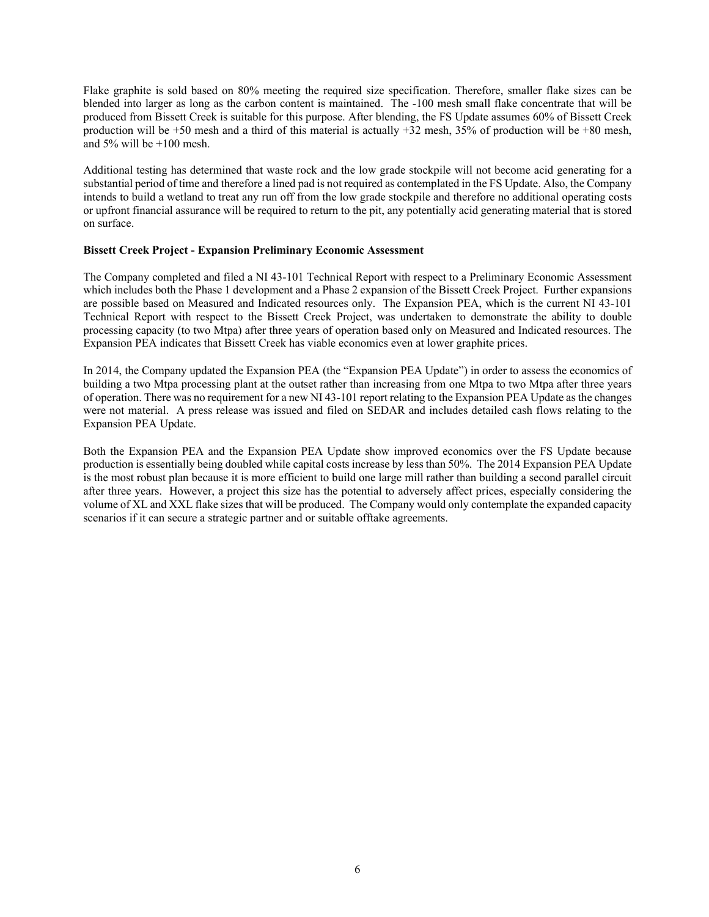Flake graphite is sold based on 80% meeting the required size specification. Therefore, smaller flake sizes can be blended into larger as long as the carbon content is maintained. The -100 mesh small flake concentrate that will be produced from Bissett Creek is suitable for this purpose. After blending, the FS Update assumes 60% of Bissett Creek production will be +50 mesh and a third of this material is actually +32 mesh, 35% of production will be +80 mesh, and 5% will be +100 mesh.

Additional testing has determined that waste rock and the low grade stockpile will not become acid generating for a substantial period of time and therefore a lined pad is not required as contemplated in the FS Update. Also, the Company intends to build a wetland to treat any run off from the low grade stockpile and therefore no additional operating costs or upfront financial assurance will be required to return to the pit, any potentially acid generating material that is stored on surface.

**Bissett Creek Project - Expansion Preliminary Economic Assessment**

The Company completed and filed a NI 43-101 Technical Report with respect to a Preliminary Economic Assessment which includes both the Phase 1 development and a Phase 2 expansion of the Bissett Creek Project. Further expansions are possible based on Measured and Indicated resources only. The Expansion PEA, which is the current NI 43-101 Technical Report with respect to the Bissett Creek Project, was undertaken to demonstrate the ability to double processing capacity (to two Mtpa) after three years of operation based only on Measured and Indicated resources. The Expansion PEA indicates that Bissett Creek has viable economics even at lower graphite prices.

In 2014, the Company updated the Expansion PEA (the "Expansion PEA Update") in order to assess the economics of building a two Mtpa processing plant at the outset rather than increasing from one Mtpa to two Mtpa after three years of operation. There was no requirement for a new NI 43-101 report relating to the Expansion PEA Update as the changes were not material. A press release was issued and filed on SEDAR and includes detailed cash flows relating to the Expansion PEA Update.

Both the Expansion PEA and the Expansion PEA Update show improved economics over the FS Update because production is essentially being doubled while capital costs increase by less than 50%. The 2014 Expansion PEA Update is the most robust plan because it is more efficient to build one large mill rather than building a second parallel circuit after three years. However, a project this size has the potential to adversely affect prices, especially considering the volume of XL and XXL flake sizes that will be produced. The Company would only contemplate the expanded capacity scenarios if it can secure a strategic partner and or suitable offtake agreements.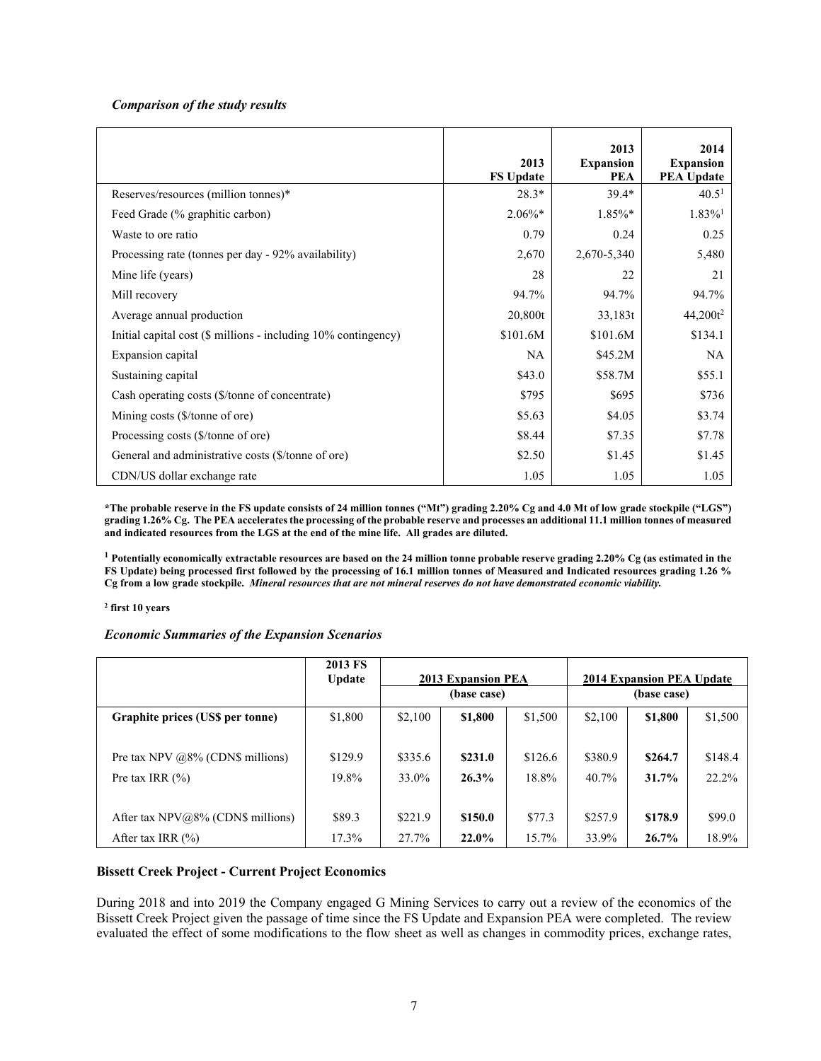***Comparison of the study results***

| | 2013 FS Update | 2013 Expansion PEA | 2014 Expansion PEA Update |
|---|---|---|---|
| Reserves/resources (million tonnes)* | 28.3* | 39.4* | 40.5[1] |
| Feed Grade (% graphitic carbon) | 2.06%* | 1.85%* | 1.83%[1] |
| Waste to ore ratio | 0.79 | 0.24 | 0.25 |
| Processing rate (tonnes per day - 92% availability) | 2,670 | 2,670-5,340 | 5,480 |
| Mine life (years) | 28 | 22 | 21 |
| Mill recovery | 94.7% | 94.7% | 94.7% |
| Average annual production | 20,800t | 33,183t | 44,200t[2] |
| Initial capital cost ($ millions - including 10% contingency) | $101.6M | $101.6M | $134.1 |
| Expansion capital | NA | $45.2M | NA |
| Sustaining capital | $43.0 | $58.7M | $55.1 |
| Cash operating costs ($/tonne of concentrate) | $795 | $695 | $736 |
| Mining costs ($/tonne of ore) | $5.63 | $4.05 | $3.74 |
| Processing costs ($/tonne of ore) | $8.44 | $7.35 | $7.78 |
| General and administrative costs ($/tonne of ore) | $2.50 | $1.45 | $1.45 |
| CDN/US dollar exchange rate | 1.05 | 1.05 | 1.05 |

**\*The probable reserve in the FS update consists of 24 million tonnes ("Mt") grading 2.20% Cg and 4.0 Mt of low grade stockpile ("LGS") grading 1.26% Cg. The PEA accelerates the processing of the probable reserve and processes an additional 11.1 million tonnes of measured and indicated resources from the LGS at the end of the mine life. All grades are diluted.**

**[1] Potentially economically extractable resources are based on the 24 million tonne probable reserve grading 2.20% Cg (as estimated in the FS Update) being processed first followed by the processing of 16.1 million tonnes of Measured and Indicated resources grading 1.26 % Cg from a low grade stockpile. *Mineral resources that are not mineral reserves do not have demonstrated economic viability.***

**[2] first 10 years**

***Economic Summaries of the Expansion Scenarios***

| | 2013 FS Update | 2013 Expansion PEA (base case) | | | 2014 Expansion PEA Update (base case) | | |
|---|---|---|---|---|---|---|---|
| **Graphite prices (US$ per tonne)** | $1,800 | $2,100 | **$1,800** | $1,500 | $2,100 | **$1,800** | $1,500 |
| Pre tax NPV @8% (CDN$ millions) | $129.9 | $335.6 | **$231.0** | $126.6 | $380.9 | **$264.7** | $148.4 |
| Pre tax IRR (%) | 19.8% | 33.0% | **26.3%** | 18.8% | 40.7% | **31.7%** | 22.2% |
| After tax NPV@8% (CDN$ millions) | $89.3 | $221.9 | **$150.0** | $77.3 | $257.9 | **$178.9** | $99.0 |
| After tax IRR (%) | 17.3% | 27.7% | **22.0%** | 15.7% | 33.9% | **26.7%** | 18.9% |

**Bissett Creek Project - Current Project Economics**

During 2018 and into 2019 the Company engaged G Mining Services to carry out a review of the economics of the Bissett Creek Project given the passage of time since the FS Update and Expansion PEA were completed. The review evaluated the effect of some modifications to the flow sheet as well as changes in commodity prices, exchange rates,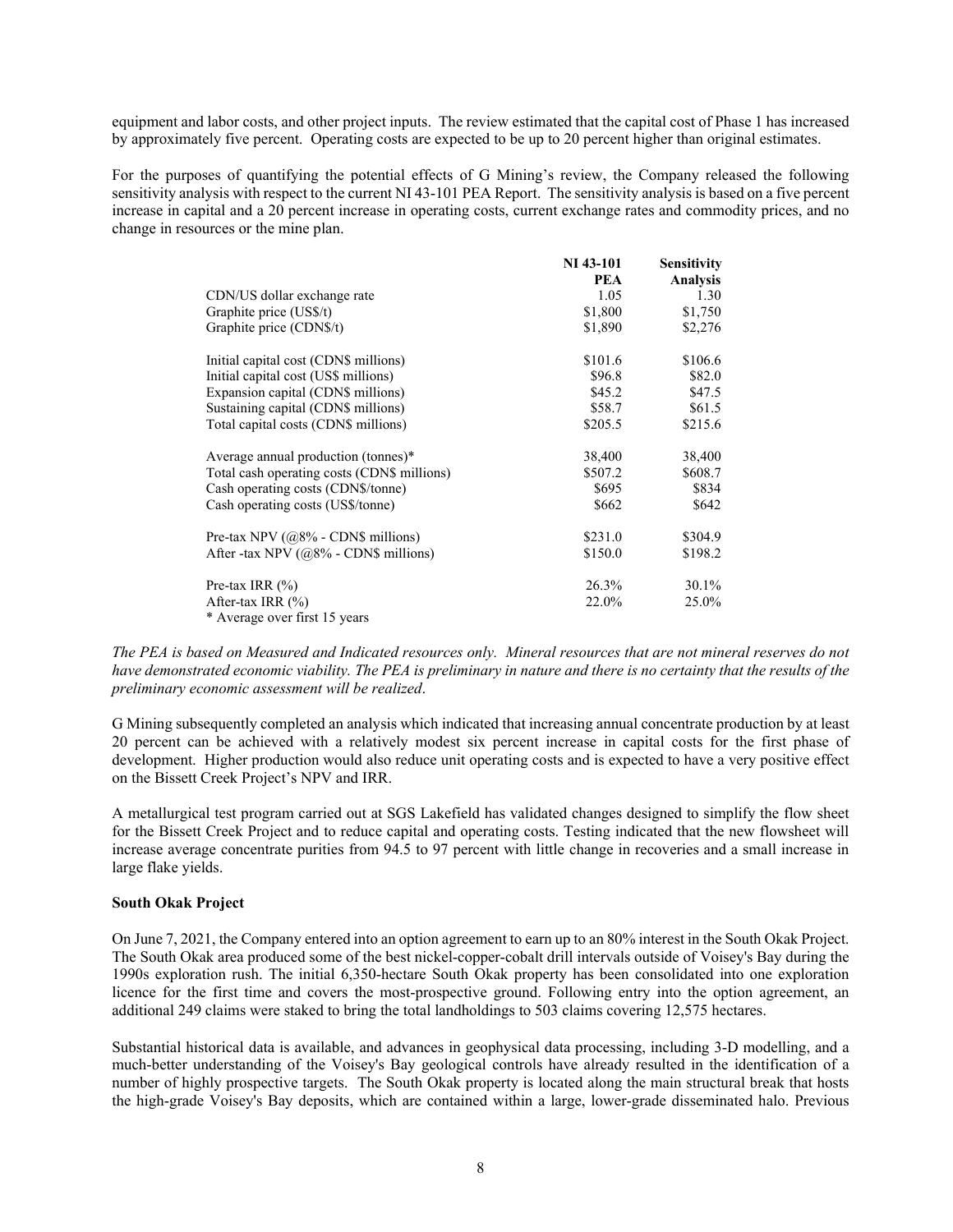equipment and labor costs, and other project inputs. The review estimated that the capital cost of Phase 1 has increased by approximately five percent. Operating costs are expected to be up to 20 percent higher than original estimates.

For the purposes of quantifying the potential effects of G Mining's review, the Company released the following sensitivity analysis with respect to the current NI 43-101 PEA Report. The sensitivity analysis is based on a five percent increase in capital and a 20 percent increase in operating costs, current exchange rates and commodity prices, and no change in resources or the mine plan.

| | NI 43-101 PEA | Sensitivity Analysis |
|---|---|---|
| CDN/US dollar exchange rate | 1.05 | 1.30 |
| Graphite price (US$/t) | $1,800 | $1,750 |
| Graphite price (CDN$/t) | $1,890 | $2,276 |
| | | |
| Initial capital cost (CDN$ millions) | $101.6 | $106.6 |
| Initial capital cost (US$ millions) | $96.8 | $82.0 |
| Expansion capital (CDN$ millions) | $45.2 | $47.5 |
| Sustaining capital (CDN$ millions) | $58.7 | $61.5 |
| Total capital costs (CDN$ millions) | $205.5 | $215.6 |
| | | |
| Average annual production (tonnes)* | 38,400 | 38,400 |
| Total cash operating costs (CDN$ millions) | $507.2 | $608.7 |
| Cash operating costs (CDN$/tonne) | $695 | $834 |
| Cash operating costs (US$/tonne) | $662 | $642 |
| | | |
| Pre-tax NPV (@8% - CDN$ millions) | $231.0 | $304.9 |
| After -tax NPV (@8% - CDN$ millions) | $150.0 | $198.2 |
| | | |
| Pre-tax IRR (%) | 26.3% | 30.1% |
| After-tax IRR (%) | 22.0% | 25.0% |

\* Average over first 15 years

*The PEA is based on Measured and Indicated resources only. Mineral resources that are not mineral reserves do not have demonstrated economic viability. The PEA is preliminary in nature and there is no certainty that the results of the preliminary economic assessment will be realized.*

G Mining subsequently completed an analysis which indicated that increasing annual concentrate production by at least 20 percent can be achieved with a relatively modest six percent increase in capital costs for the first phase of development. Higher production would also reduce unit operating costs and is expected to have a very positive effect on the Bissett Creek Project's NPV and IRR.

A metallurgical test program carried out at SGS Lakefield has validated changes designed to simplify the flow sheet for the Bissett Creek Project and to reduce capital and operating costs. Testing indicated that the new flowsheet will increase average concentrate purities from 94.5 to 97 percent with little change in recoveries and a small increase in large flake yields.

**South Okak Project**

On June 7, 2021, the Company entered into an option agreement to earn up to an 80% interest in the South Okak Project. The South Okak area produced some of the best nickel-copper-cobalt drill intervals outside of Voisey's Bay during the 1990s exploration rush. The initial 6,350-hectare South Okak property has been consolidated into one exploration licence for the first time and covers the most-prospective ground. Following entry into the option agreement, an additional 249 claims were staked to bring the total landholdings to 503 claims covering 12,575 hectares.

Substantial historical data is available, and advances in geophysical data processing, including 3-D modelling, and a much-better understanding of the Voisey's Bay geological controls have already resulted in the identification of a number of highly prospective targets. The South Okak property is located along the main structural break that hosts the high-grade Voisey's Bay deposits, which are contained within a large, lower-grade disseminated halo. Previous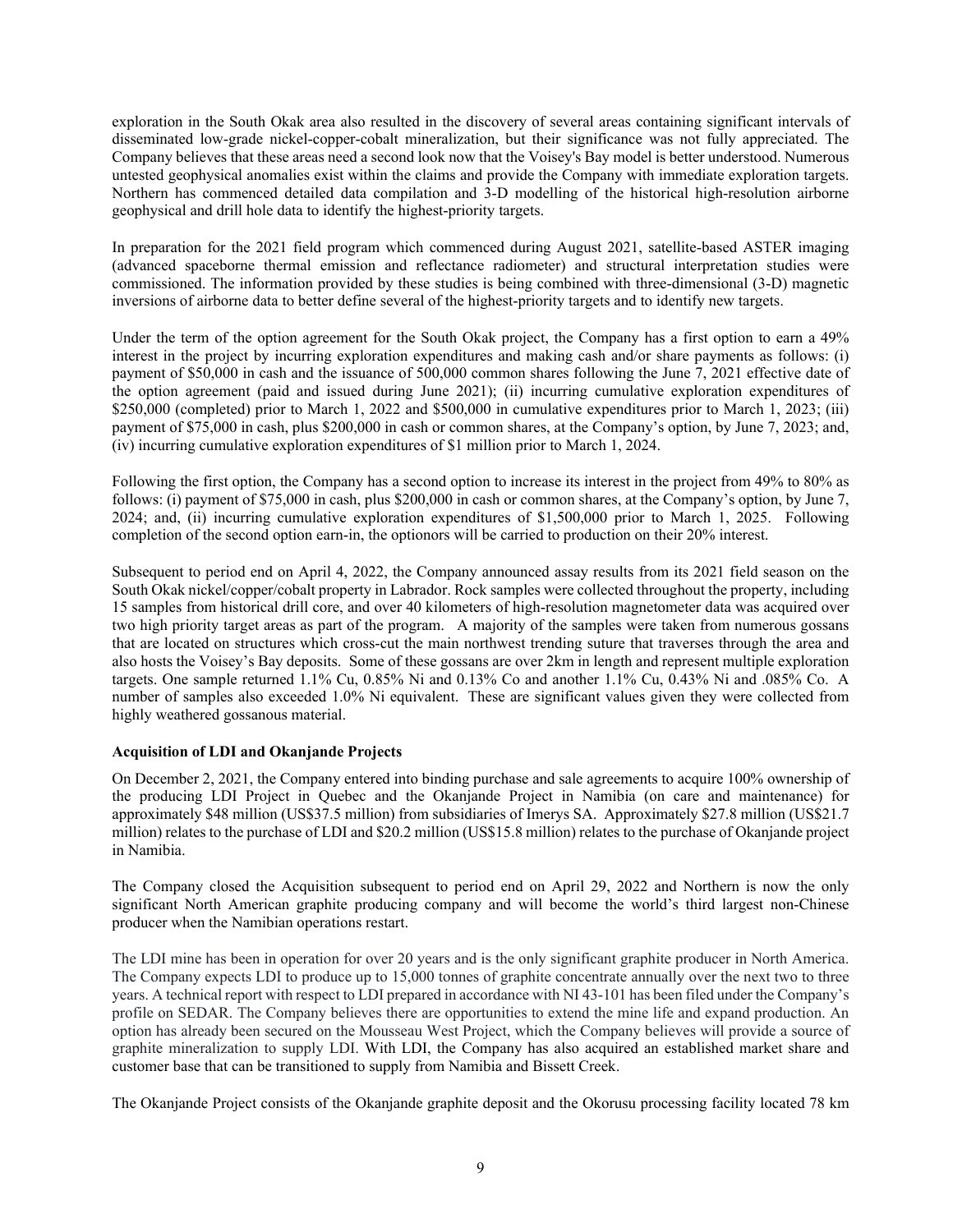exploration in the South Okak area also resulted in the discovery of several areas containing significant intervals of disseminated low-grade nickel-copper-cobalt mineralization, but their significance was not fully appreciated. The Company believes that these areas need a second look now that the Voisey's Bay model is better understood. Numerous untested geophysical anomalies exist within the claims and provide the Company with immediate exploration targets. Northern has commenced detailed data compilation and 3-D modelling of the historical high-resolution airborne geophysical and drill hole data to identify the highest-priority targets.

In preparation for the 2021 field program which commenced during August 2021, satellite-based ASTER imaging (advanced spaceborne thermal emission and reflectance radiometer) and structural interpretation studies were commissioned. The information provided by these studies is being combined with three-dimensional (3-D) magnetic inversions of airborne data to better define several of the highest-priority targets and to identify new targets.

Under the term of the option agreement for the South Okak project, the Company has a first option to earn a 49% interest in the project by incurring exploration expenditures and making cash and/or share payments as follows: (i) payment of $50,000 in cash and the issuance of 500,000 common shares following the June 7, 2021 effective date of the option agreement (paid and issued during June 2021); (ii) incurring cumulative exploration expenditures of $250,000 (completed) prior to March 1, 2022 and $500,000 in cumulative expenditures prior to March 1, 2023; (iii) payment of $75,000 in cash, plus $200,000 in cash or common shares, at the Company's option, by June 7, 2023; and, (iv) incurring cumulative exploration expenditures of $1 million prior to March 1, 2024.

Following the first option, the Company has a second option to increase its interest in the project from 49% to 80% as follows: (i) payment of $75,000 in cash, plus $200,000 in cash or common shares, at the Company's option, by June 7, 2024; and, (ii) incurring cumulative exploration expenditures of $1,500,000 prior to March 1, 2025. Following completion of the second option earn-in, the optionors will be carried to production on their 20% interest.

Subsequent to period end on April 4, 2022, the Company announced assay results from its 2021 field season on the South Okak nickel/copper/cobalt property in Labrador. Rock samples were collected throughout the property, including 15 samples from historical drill core, and over 40 kilometers of high-resolution magnetometer data was acquired over two high priority target areas as part of the program. A majority of the samples were taken from numerous gossans that are located on structures which cross-cut the main northwest trending suture that traverses through the area and also hosts the Voisey's Bay deposits. Some of these gossans are over 2km in length and represent multiple exploration targets. One sample returned 1.1% Cu, 0.85% Ni and 0.13% Co and another 1.1% Cu, 0.43% Ni and .085% Co. A number of samples also exceeded 1.0% Ni equivalent. These are significant values given they were collected from highly weathered gossanous material.

**Acquisition of LDI and Okanjande Projects**

On December 2, 2021, the Company entered into binding purchase and sale agreements to acquire 100% ownership of the producing LDI Project in Quebec and the Okanjande Project in Namibia (on care and maintenance) for approximately $48 million (US$37.5 million) from subsidiaries of Imerys SA. Approximately $27.8 million (US$21.7 million) relates to the purchase of LDI and $20.2 million (US$15.8 million) relates to the purchase of Okanjande project in Namibia.

The Company closed the Acquisition subsequent to period end on April 29, 2022 and Northern is now the only significant North American graphite producing company and will become the world's third largest non-Chinese producer when the Namibian operations restart.

The LDI mine has been in operation for over 20 years and is the only significant graphite producer in North America. The Company expects LDI to produce up to 15,000 tonnes of graphite concentrate annually over the next two to three years. A technical report with respect to LDI prepared in accordance with NI 43-101 has been filed under the Company's profile on SEDAR. The Company believes there are opportunities to extend the mine life and expand production. An option has already been secured on the Mousseau West Project, which the Company believes will provide a source of graphite mineralization to supply LDI. With LDI, the Company has also acquired an established market share and customer base that can be transitioned to supply from Namibia and Bissett Creek.

The Okanjande Project consists of the Okanjande graphite deposit and the Okorusu processing facility located 78 km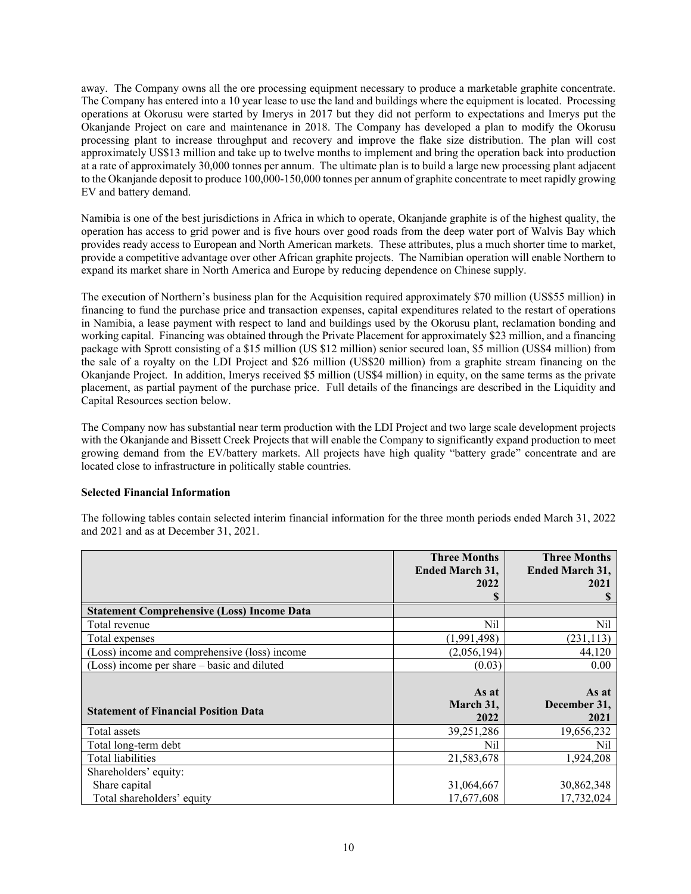away. The Company owns all the ore processing equipment necessary to produce a marketable graphite concentrate. The Company has entered into a 10 year lease to use the land and buildings where the equipment is located. Processing operations at Okorusu were started by Imerys in 2017 but they did not perform to expectations and Imerys put the Okanjande Project on care and maintenance in 2018. The Company has developed a plan to modify the Okorusu processing plant to increase throughput and recovery and improve the flake size distribution. The plan will cost approximately US$13 million and take up to twelve months to implement and bring the operation back into production at a rate of approximately 30,000 tonnes per annum. The ultimate plan is to build a large new processing plant adjacent to the Okanjande deposit to produce 100,000-150,000 tonnes per annum of graphite concentrate to meet rapidly growing EV and battery demand.

Namibia is one of the best jurisdictions in Africa in which to operate, Okanjande graphite is of the highest quality, the operation has access to grid power and is five hours over good roads from the deep water port of Walvis Bay which provides ready access to European and North American markets. These attributes, plus a much shorter time to market, provide a competitive advantage over other African graphite projects. The Namibian operation will enable Northern to expand its market share in North America and Europe by reducing dependence on Chinese supply.

The execution of Northern's business plan for the Acquisition required approximately $70 million (US$55 million) in financing to fund the purchase price and transaction expenses, capital expenditures related to the restart of operations in Namibia, a lease payment with respect to land and buildings used by the Okorusu plant, reclamation bonding and working capital. Financing was obtained through the Private Placement for approximately $23 million, and a financing package with Sprott consisting of a $15 million (US $12 million) senior secured loan, $5 million (US$4 million) from the sale of a royalty on the LDI Project and $26 million (US$20 million) from a graphite stream financing on the Okanjande Project. In addition, Imerys received $5 million (US$4 million) in equity, on the same terms as the private placement, as partial payment of the purchase price. Full details of the financings are described in the Liquidity and Capital Resources section below.

The Company now has substantial near term production with the LDI Project and two large scale development projects with the Okanjande and Bissett Creek Projects that will enable the Company to significantly expand production to meet growing demand from the EV/battery markets. All projects have high quality "battery grade" concentrate and are located close to infrastructure in politically stable countries.

**Selected Financial Information**

The following tables contain selected interim financial information for the three month periods ended March 31, 2022 and 2021 and as at December 31, 2021.

| | **Three Months Ended March 31, 2022 $** | **Three Months Ended March 31, 2021 $** |
|---|---|---|
| **Statement Comprehensive (Loss) Income Data** | | |
| Total revenue | Nil | Nil |
| Total expenses | (1,991,498) | (231,113) |
| (Loss) income and comprehensive (loss) income | (2,056,194) | 44,120 |
| (Loss) income per share – basic and diluted | (0.03) | 0.00 |
| **Statement of Financial Position Data** | **As at March 31, 2022** | **As at December 31, 2021** |
| Total assets | 39,251,286 | 19,656,232 |
| Total long-term debt | Nil | Nil |
| Total liabilities | 21,583,678 | 1,924,208 |
| Shareholders' equity: | | |
| Share capital | 31,064,667 | 30,862,348 |
| Total shareholders' equity | 17,677,608 | 17,732,024 |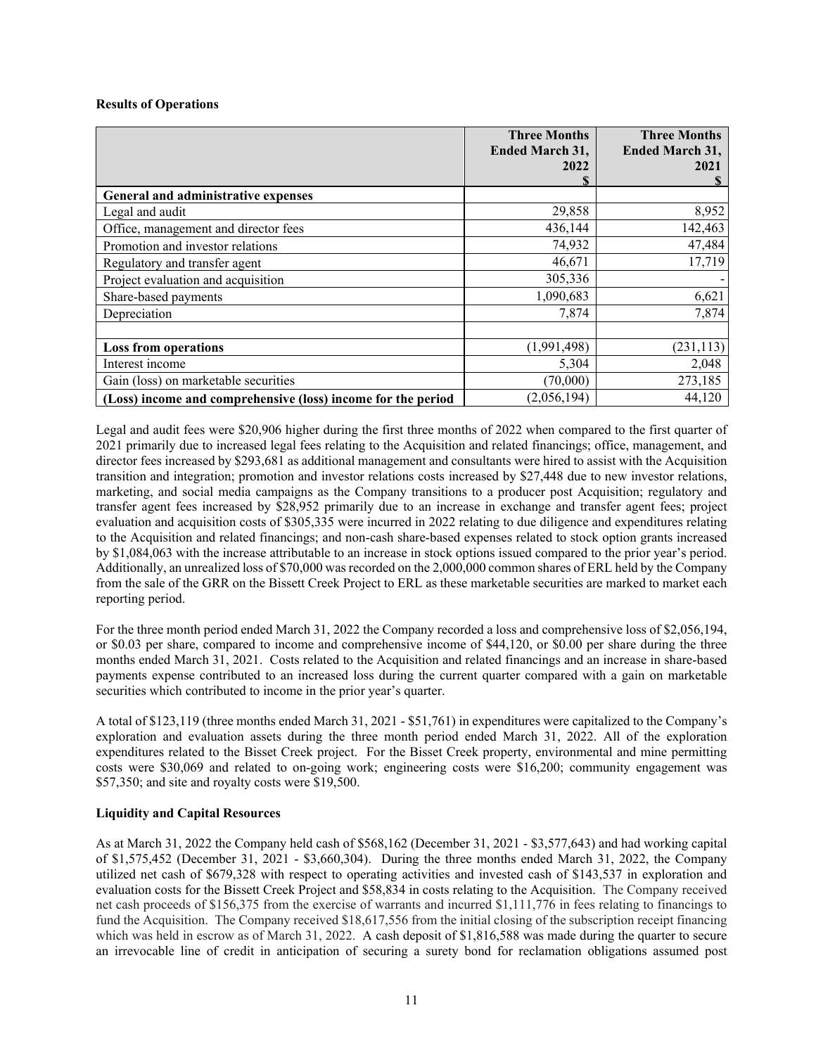**Results of Operations**

| | Three Months Ended March 31, 2022 $ | Three Months Ended March 31, 2021 $ |
|---|---|---|
| **General and administrative expenses** | | |
| Legal and audit | 29,858 | 8,952 |
| Office, management and director fees | 436,144 | 142,463 |
| Promotion and investor relations | 74,932 | 47,484 |
| Regulatory and transfer agent | 46,671 | 17,719 |
| Project evaluation and acquisition | 305,336 | - |
| Share-based payments | 1,090,683 | 6,621 |
| Depreciation | 7,874 | 7,874 |
| | | |
| **Loss from operations** | (1,991,498) | (231,113) |
| Interest income | 5,304 | 2,048 |
| Gain (loss) on marketable securities | (70,000) | 273,185 |
| **(Loss) income and comprehensive (loss) income for the period** | (2,056,194) | 44,120 |

Legal and audit fees were $20,906 higher during the first three months of 2022 when compared to the first quarter of 2021 primarily due to increased legal fees relating to the Acquisition and related financings; office, management, and director fees increased by $293,681 as additional management and consultants were hired to assist with the Acquisition transition and integration; promotion and investor relations costs increased by $27,448 due to new investor relations, marketing, and social media campaigns as the Company transitions to a producer post Acquisition; regulatory and transfer agent fees increased by $28,952 primarily due to an increase in exchange and transfer agent fees; project evaluation and acquisition costs of $305,335 were incurred in 2022 relating to due diligence and expenditures relating to the Acquisition and related financings; and non-cash share-based expenses related to stock option grants increased by $1,084,063 with the increase attributable to an increase in stock options issued compared to the prior year's period. Additionally, an unrealized loss of $70,000 was recorded on the 2,000,000 common shares of ERL held by the Company from the sale of the GRR on the Bissett Creek Project to ERL as these marketable securities are marked to market each reporting period.

For the three month period ended March 31, 2022 the Company recorded a loss and comprehensive loss of $2,056,194, or $0.03 per share, compared to income and comprehensive income of $44,120, or $0.00 per share during the three months ended March 31, 2021. Costs related to the Acquisition and related financings and an increase in share-based payments expense contributed to an increased loss during the current quarter compared with a gain on marketable securities which contributed to income in the prior year's quarter.

A total of $123,119 (three months ended March 31, 2021 - $51,761) in expenditures were capitalized to the Company's exploration and evaluation assets during the three month period ended March 31, 2022. All of the exploration expenditures related to the Bisset Creek project. For the Bisset Creek property, environmental and mine permitting costs were $30,069 and related to on-going work; engineering costs were $16,200; community engagement was $57,350; and site and royalty costs were $19,500.

**Liquidity and Capital Resources**

As at March 31, 2022 the Company held cash of $568,162 (December 31, 2021 - $3,577,643) and had working capital of $1,575,452 (December 31, 2021 - $3,660,304). During the three months ended March 31, 2022, the Company utilized net cash of $679,328 with respect to operating activities and invested cash of $143,537 in exploration and evaluation costs for the Bissett Creek Project and $58,834 in costs relating to the Acquisition. The Company received net cash proceeds of $156,375 from the exercise of warrants and incurred $1,111,776 in fees relating to financings to fund the Acquisition. The Company received $18,617,556 from the initial closing of the subscription receipt financing which was held in escrow as of March 31, 2022. A cash deposit of $1,816,588 was made during the quarter to secure an irrevocable line of credit in anticipation of securing a surety bond for reclamation obligations assumed post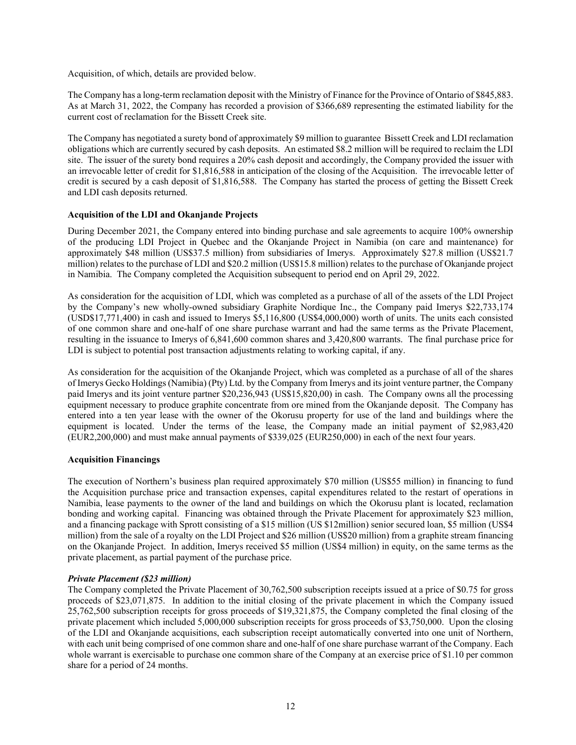Acquisition, of which, details are provided below.

The Company has a long-term reclamation deposit with the Ministry of Finance for the Province of Ontario of $845,883. As at March 31, 2022, the Company has recorded a provision of $366,689 representing the estimated liability for the current cost of reclamation for the Bissett Creek site.

The Company has negotiated a surety bond of approximately $9 million to guarantee Bissett Creek and LDI reclamation obligations which are currently secured by cash deposits. An estimated $8.2 million will be required to reclaim the LDI site. The issuer of the surety bond requires a 20% cash deposit and accordingly, the Company provided the issuer with an irrevocable letter of credit for $1,816,588 in anticipation of the closing of the Acquisition. The irrevocable letter of credit is secured by a cash deposit of $1,816,588. The Company has started the process of getting the Bissett Creek and LDI cash deposits returned.

**Acquisition of the LDI and Okanjande Projects**

During December 2021, the Company entered into binding purchase and sale agreements to acquire 100% ownership of the producing LDI Project in Quebec and the Okanjande Project in Namibia (on care and maintenance) for approximately $48 million (US$37.5 million) from subsidiaries of Imerys. Approximately $27.8 million (US$21.7 million) relates to the purchase of LDI and $20.2 million (US$15.8 million) relates to the purchase of Okanjande project in Namibia. The Company completed the Acquisition subsequent to period end on April 29, 2022.

As consideration for the acquisition of LDI, which was completed as a purchase of all of the assets of the LDI Project by the Company's new wholly-owned subsidiary Graphite Nordique Inc., the Company paid Imerys $22,733,174 (USD$17,771,400) in cash and issued to Imerys $5,116,800 (US$4,000,000) worth of units. The units each consisted of one common share and one-half of one share purchase warrant and had the same terms as the Private Placement, resulting in the issuance to Imerys of 6,841,600 common shares and 3,420,800 warrants. The final purchase price for LDI is subject to potential post transaction adjustments relating to working capital, if any.

As consideration for the acquisition of the Okanjande Project, which was completed as a purchase of all of the shares of Imerys Gecko Holdings (Namibia) (Pty) Ltd. by the Company from Imerys and its joint venture partner, the Company paid Imerys and its joint venture partner $20,236,943 (US$15,820,00) in cash. The Company owns all the processing equipment necessary to produce graphite concentrate from ore mined from the Okanjande deposit. The Company has entered into a ten year lease with the owner of the Okorusu property for use of the land and buildings where the equipment is located. Under the terms of the lease, the Company made an initial payment of $2,983,420 (EUR2,200,000) and must make annual payments of $339,025 (EUR250,000) in each of the next four years.

**Acquisition Financings**

The execution of Northern's business plan required approximately $70 million (US$55 million) in financing to fund the Acquisition purchase price and transaction expenses, capital expenditures related to the restart of operations in Namibia, lease payments to the owner of the land and buildings on which the Okorusu plant is located, reclamation bonding and working capital. Financing was obtained through the Private Placement for approximately $23 million, and a financing package with Sprott consisting of a $15 million (US $12million) senior secured loan, $5 million (US$4 million) from the sale of a royalty on the LDI Project and $26 million (US$20 million) from a graphite stream financing on the Okanjande Project. In addition, Imerys received $5 million (US$4 million) in equity, on the same terms as the private placement, as partial payment of the purchase price.

***Private Placement ($23 million)***

The Company completed the Private Placement of 30,762,500 subscription receipts issued at a price of $0.75 for gross proceeds of $23,071,875. In addition to the initial closing of the private placement in which the Company issued 25,762,500 subscription receipts for gross proceeds of $19,321,875, the Company completed the final closing of the private placement which included 5,000,000 subscription receipts for gross proceeds of $3,750,000. Upon the closing of the LDI and Okanjande acquisitions, each subscription receipt automatically converted into one unit of Northern, with each unit being comprised of one common share and one-half of one share purchase warrant of the Company. Each whole warrant is exercisable to purchase one common share of the Company at an exercise price of $1.10 per common share for a period of 24 months.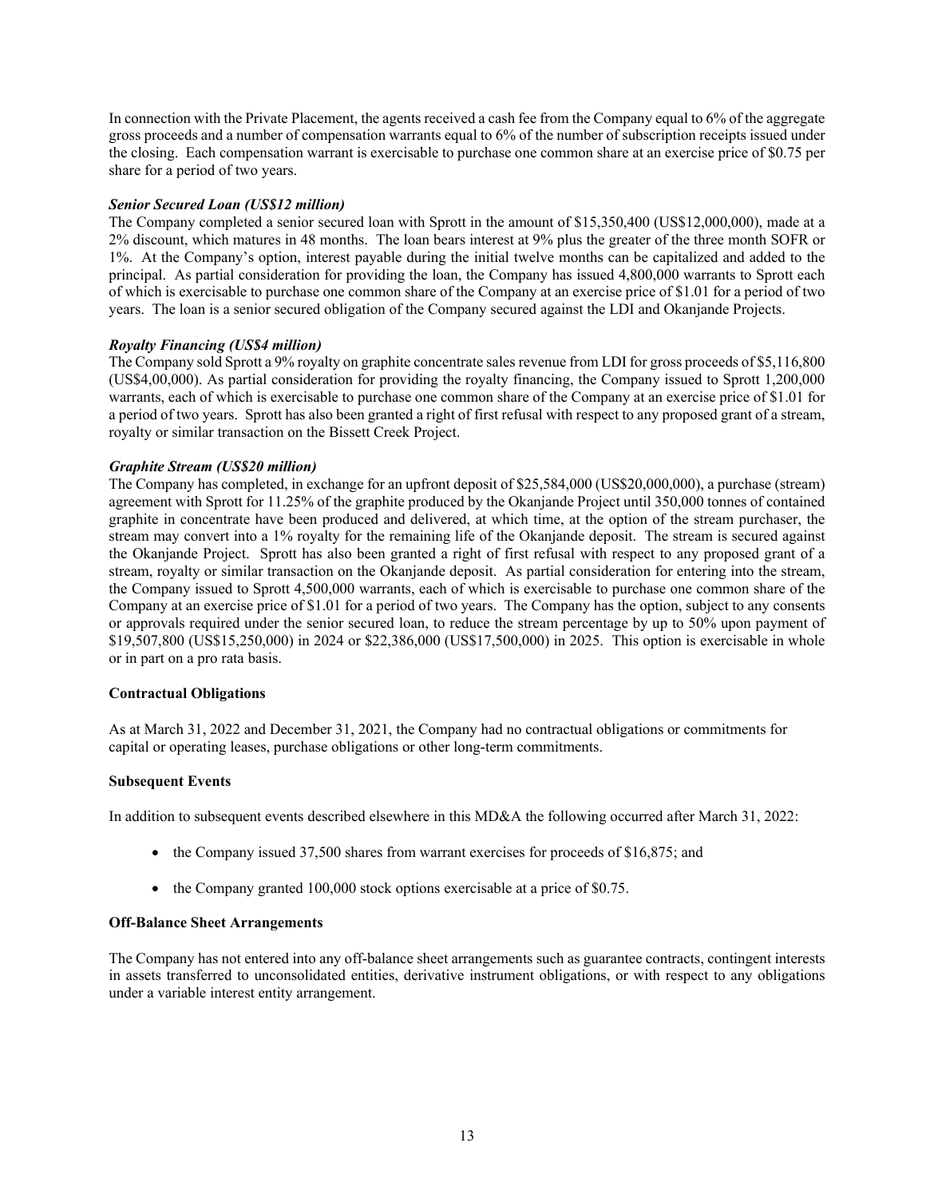In connection with the Private Placement, the agents received a cash fee from the Company equal to 6% of the aggregate gross proceeds and a number of compensation warrants equal to 6% of the number of subscription receipts issued under the closing. Each compensation warrant is exercisable to purchase one common share at an exercise price of $0.75 per share for a period of two years.

***Senior Secured Loan (US$12 million)***

The Company completed a senior secured loan with Sprott in the amount of $15,350,400 (US$12,000,000), made at a 2% discount, which matures in 48 months. The loan bears interest at 9% plus the greater of the three month SOFR or 1%. At the Company's option, interest payable during the initial twelve months can be capitalized and added to the principal. As partial consideration for providing the loan, the Company has issued 4,800,000 warrants to Sprott each of which is exercisable to purchase one common share of the Company at an exercise price of $1.01 for a period of two years. The loan is a senior secured obligation of the Company secured against the LDI and Okanjande Projects.

***Royalty Financing (US$4 million)***

The Company sold Sprott a 9% royalty on graphite concentrate sales revenue from LDI for gross proceeds of $5,116,800 (US$4,00,000). As partial consideration for providing the royalty financing, the Company issued to Sprott 1,200,000 warrants, each of which is exercisable to purchase one common share of the Company at an exercise price of $1.01 for a period of two years. Sprott has also been granted a right of first refusal with respect to any proposed grant of a stream, royalty or similar transaction on the Bissett Creek Project.

***Graphite Stream (US$20 million)***

The Company has completed, in exchange for an upfront deposit of $25,584,000 (US$20,000,000), a purchase (stream) agreement with Sprott for 11.25% of the graphite produced by the Okanjande Project until 350,000 tonnes of contained graphite in concentrate have been produced and delivered, at which time, at the option of the stream purchaser, the stream may convert into a 1% royalty for the remaining life of the Okanjande deposit. The stream is secured against the Okanjande Project. Sprott has also been granted a right of first refusal with respect to any proposed grant of a stream, royalty or similar transaction on the Okanjande deposit. As partial consideration for entering into the stream, the Company issued to Sprott 4,500,000 warrants, each of which is exercisable to purchase one common share of the Company at an exercise price of $1.01 for a period of two years. The Company has the option, subject to any consents or approvals required under the senior secured loan, to reduce the stream percentage by up to 50% upon payment of $19,507,800 (US$15,250,000) in 2024 or $22,386,000 (US$17,500,000) in 2025. This option is exercisable in whole or in part on a pro rata basis.

**Contractual Obligations**

As at March 31, 2022 and December 31, 2021, the Company had no contractual obligations or commitments for capital or operating leases, purchase obligations or other long-term commitments.

**Subsequent Events**

In addition to subsequent events described elsewhere in this MD&A the following occurred after March 31, 2022:

- the Company issued 37,500 shares from warrant exercises for proceeds of $16,875; and
- the Company granted 100,000 stock options exercisable at a price of $0.75.

**Off-Balance Sheet Arrangements**

The Company has not entered into any off-balance sheet arrangements such as guarantee contracts, contingent interests in assets transferred to unconsolidated entities, derivative instrument obligations, or with respect to any obligations under a variable interest entity arrangement.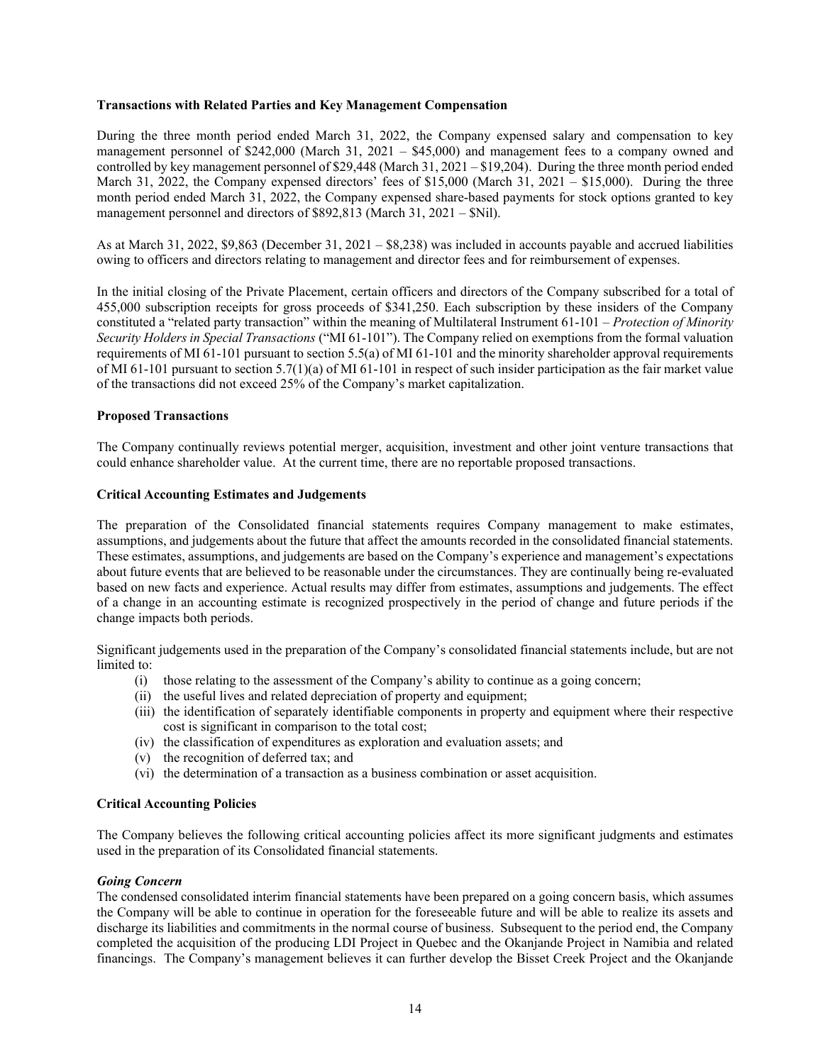**Transactions with Related Parties and Key Management Compensation**

During the three month period ended March 31, 2022, the Company expensed salary and compensation to key management personnel of $242,000 (March 31, 2021 – $45,000) and management fees to a company owned and controlled by key management personnel of $29,448 (March 31, 2021 – $19,204). During the three month period ended March 31, 2022, the Company expensed directors' fees of $15,000 (March 31, 2021 – $15,000). During the three month period ended March 31, 2022, the Company expensed share-based payments for stock options granted to key management personnel and directors of $892,813 (March 31, 2021 – $Nil).

As at March 31, 2022, $9,863 (December 31, 2021 – $8,238) was included in accounts payable and accrued liabilities owing to officers and directors relating to management and director fees and for reimbursement of expenses.

In the initial closing of the Private Placement, certain officers and directors of the Company subscribed for a total of 455,000 subscription receipts for gross proceeds of $341,250. Each subscription by these insiders of the Company constituted a "related party transaction" within the meaning of Multilateral Instrument 61-101 – *Protection of Minority Security Holders in Special Transactions* ("MI 61-101"). The Company relied on exemptions from the formal valuation requirements of MI 61-101 pursuant to section 5.5(a) of MI 61-101 and the minority shareholder approval requirements of MI 61-101 pursuant to section 5.7(1)(a) of MI 61-101 in respect of such insider participation as the fair market value of the transactions did not exceed 25% of the Company's market capitalization.

**Proposed Transactions**

The Company continually reviews potential merger, acquisition, investment and other joint venture transactions that could enhance shareholder value. At the current time, there are no reportable proposed transactions.

**Critical Accounting Estimates and Judgements**

The preparation of the Consolidated financial statements requires Company management to make estimates, assumptions, and judgements about the future that affect the amounts recorded in the consolidated financial statements. These estimates, assumptions, and judgements are based on the Company's experience and management's expectations about future events that are believed to be reasonable under the circumstances. They are continually being re-evaluated based on new facts and experience. Actual results may differ from estimates, assumptions and judgements. The effect of a change in an accounting estimate is recognized prospectively in the period of change and future periods if the change impacts both periods.

Significant judgements used in the preparation of the Company's consolidated financial statements include, but are not limited to:

(i) those relating to the assessment of the Company's ability to continue as a going concern;
(ii) the useful lives and related depreciation of property and equipment;
(iii) the identification of separately identifiable components in property and equipment where their respective cost is significant in comparison to the total cost;
(iv) the classification of expenditures as exploration and evaluation assets; and
(v) the recognition of deferred tax; and
(vi) the determination of a transaction as a business combination or asset acquisition.

**Critical Accounting Policies**

The Company believes the following critical accounting policies affect its more significant judgments and estimates used in the preparation of its Consolidated financial statements.

***Going Concern***

The condensed consolidated interim financial statements have been prepared on a going concern basis, which assumes the Company will be able to continue in operation for the foreseeable future and will be able to realize its assets and discharge its liabilities and commitments in the normal course of business. Subsequent to the period end, the Company completed the acquisition of the producing LDI Project in Quebec and the Okanjande Project in Namibia and related financings. The Company's management believes it can further develop the Bisset Creek Project and the Okanjande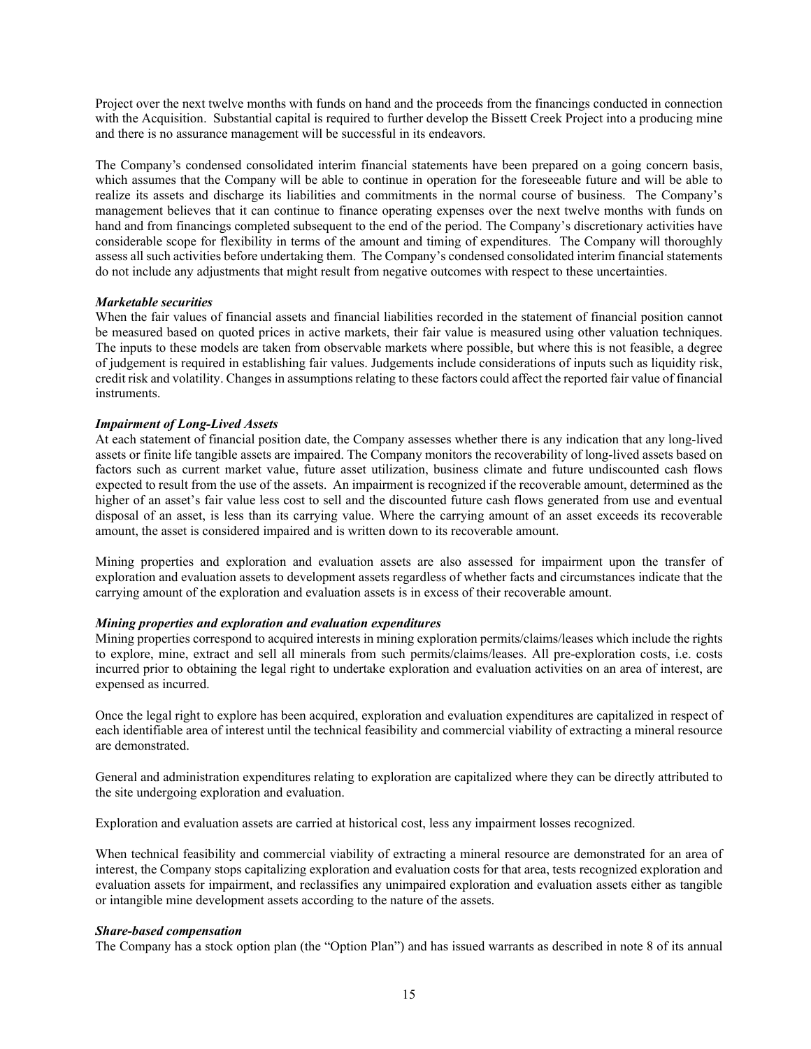Project over the next twelve months with funds on hand and the proceeds from the financings conducted in connection with the Acquisition. Substantial capital is required to further develop the Bissett Creek Project into a producing mine and there is no assurance management will be successful in its endeavors.

The Company's condensed consolidated interim financial statements have been prepared on a going concern basis, which assumes that the Company will be able to continue in operation for the foreseeable future and will be able to realize its assets and discharge its liabilities and commitments in the normal course of business. The Company's management believes that it can continue to finance operating expenses over the next twelve months with funds on hand and from financings completed subsequent to the end of the period. The Company's discretionary activities have considerable scope for flexibility in terms of the amount and timing of expenditures. The Company will thoroughly assess all such activities before undertaking them. The Company's condensed consolidated interim financial statements do not include any adjustments that might result from negative outcomes with respect to these uncertainties.

***Marketable securities***

When the fair values of financial assets and financial liabilities recorded in the statement of financial position cannot be measured based on quoted prices in active markets, their fair value is measured using other valuation techniques. The inputs to these models are taken from observable markets where possible, but where this is not feasible, a degree of judgement is required in establishing fair values. Judgements include considerations of inputs such as liquidity risk, credit risk and volatility. Changes in assumptions relating to these factors could affect the reported fair value of financial instruments.

***Impairment of Long-Lived Assets***

At each statement of financial position date, the Company assesses whether there is any indication that any long-lived assets or finite life tangible assets are impaired. The Company monitors the recoverability of long-lived assets based on factors such as current market value, future asset utilization, business climate and future undiscounted cash flows expected to result from the use of the assets. An impairment is recognized if the recoverable amount, determined as the higher of an asset's fair value less cost to sell and the discounted future cash flows generated from use and eventual disposal of an asset, is less than its carrying value. Where the carrying amount of an asset exceeds its recoverable amount, the asset is considered impaired and is written down to its recoverable amount.

Mining properties and exploration and evaluation assets are also assessed for impairment upon the transfer of exploration and evaluation assets to development assets regardless of whether facts and circumstances indicate that the carrying amount of the exploration and evaluation assets is in excess of their recoverable amount.

***Mining properties and exploration and evaluation expenditures***

Mining properties correspond to acquired interests in mining exploration permits/claims/leases which include the rights to explore, mine, extract and sell all minerals from such permits/claims/leases. All pre-exploration costs, i.e. costs incurred prior to obtaining the legal right to undertake exploration and evaluation activities on an area of interest, are expensed as incurred.

Once the legal right to explore has been acquired, exploration and evaluation expenditures are capitalized in respect of each identifiable area of interest until the technical feasibility and commercial viability of extracting a mineral resource are demonstrated.

General and administration expenditures relating to exploration are capitalized where they can be directly attributed to the site undergoing exploration and evaluation.

Exploration and evaluation assets are carried at historical cost, less any impairment losses recognized.

When technical feasibility and commercial viability of extracting a mineral resource are demonstrated for an area of interest, the Company stops capitalizing exploration and evaluation costs for that area, tests recognized exploration and evaluation assets for impairment, and reclassifies any unimpaired exploration and evaluation assets either as tangible or intangible mine development assets according to the nature of the assets.

***Share-based compensation***

The Company has a stock option plan (the "Option Plan") and has issued warrants as described in note 8 of its annual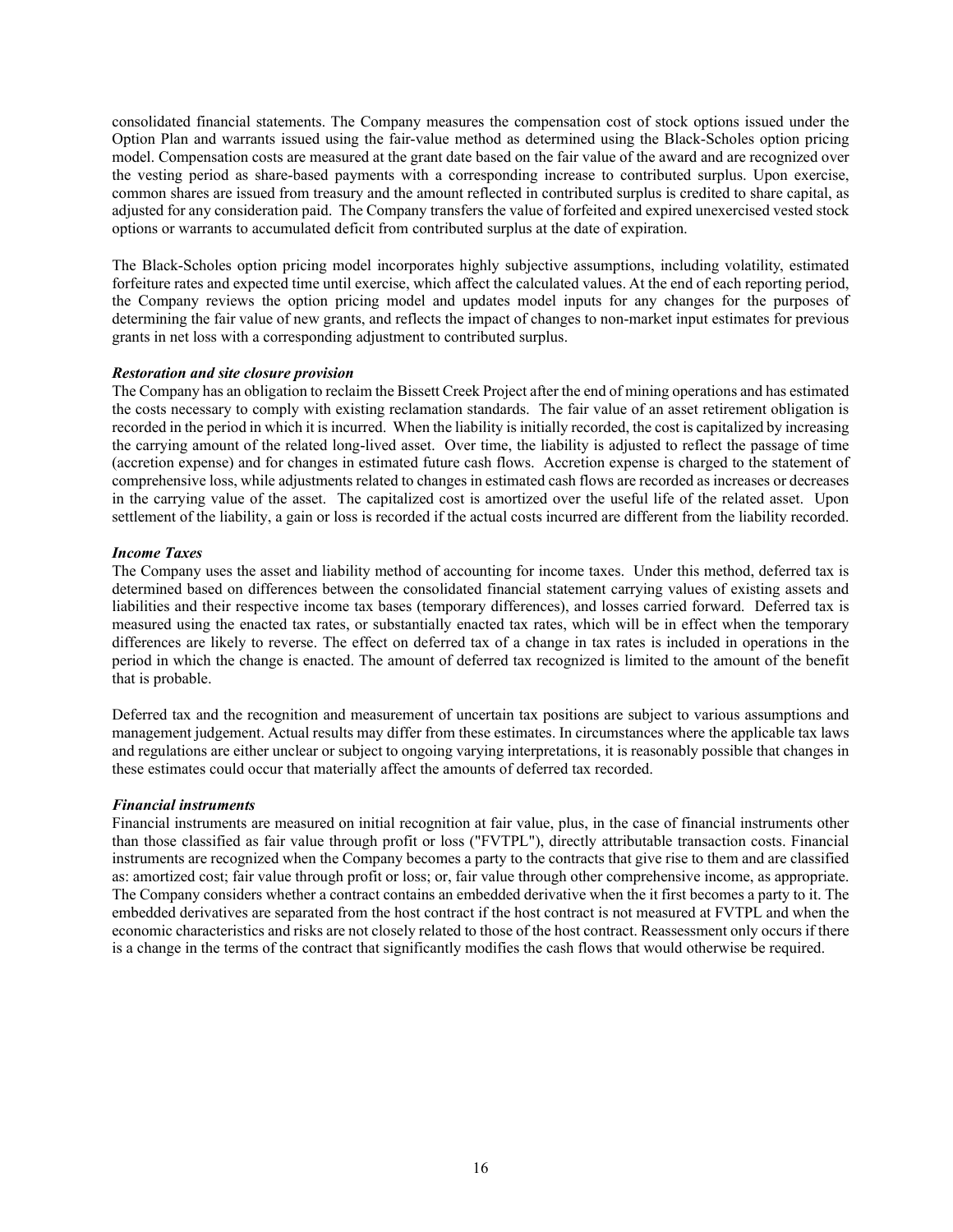consolidated financial statements. The Company measures the compensation cost of stock options issued under the Option Plan and warrants issued using the fair-value method as determined using the Black-Scholes option pricing model. Compensation costs are measured at the grant date based on the fair value of the award and are recognized over the vesting period as share-based payments with a corresponding increase to contributed surplus. Upon exercise, common shares are issued from treasury and the amount reflected in contributed surplus is credited to share capital, as adjusted for any consideration paid. The Company transfers the value of forfeited and expired unexercised vested stock options or warrants to accumulated deficit from contributed surplus at the date of expiration.

The Black-Scholes option pricing model incorporates highly subjective assumptions, including volatility, estimated forfeiture rates and expected time until exercise, which affect the calculated values. At the end of each reporting period, the Company reviews the option pricing model and updates model inputs for any changes for the purposes of determining the fair value of new grants, and reflects the impact of changes to non-market input estimates for previous grants in net loss with a corresponding adjustment to contributed surplus.

***Restoration and site closure provision***

The Company has an obligation to reclaim the Bissett Creek Project after the end of mining operations and has estimated the costs necessary to comply with existing reclamation standards. The fair value of an asset retirement obligation is recorded in the period in which it is incurred. When the liability is initially recorded, the cost is capitalized by increasing the carrying amount of the related long-lived asset. Over time, the liability is adjusted to reflect the passage of time (accretion expense) and for changes in estimated future cash flows. Accretion expense is charged to the statement of comprehensive loss, while adjustments related to changes in estimated cash flows are recorded as increases or decreases in the carrying value of the asset. The capitalized cost is amortized over the useful life of the related asset. Upon settlement of the liability, a gain or loss is recorded if the actual costs incurred are different from the liability recorded.

***Income Taxes***

The Company uses the asset and liability method of accounting for income taxes. Under this method, deferred tax is determined based on differences between the consolidated financial statement carrying values of existing assets and liabilities and their respective income tax bases (temporary differences), and losses carried forward. Deferred tax is measured using the enacted tax rates, or substantially enacted tax rates, which will be in effect when the temporary differences are likely to reverse. The effect on deferred tax of a change in tax rates is included in operations in the period in which the change is enacted. The amount of deferred tax recognized is limited to the amount of the benefit that is probable.

Deferred tax and the recognition and measurement of uncertain tax positions are subject to various assumptions and management judgement. Actual results may differ from these estimates. In circumstances where the applicable tax laws and regulations are either unclear or subject to ongoing varying interpretations, it is reasonably possible that changes in these estimates could occur that materially affect the amounts of deferred tax recorded.

***Financial instruments***

Financial instruments are measured on initial recognition at fair value, plus, in the case of financial instruments other than those classified as fair value through profit or loss ("FVTPL"), directly attributable transaction costs. Financial instruments are recognized when the Company becomes a party to the contracts that give rise to them and are classified as: amortized cost; fair value through profit or loss; or, fair value through other comprehensive income, as appropriate. The Company considers whether a contract contains an embedded derivative when the it first becomes a party to it. The embedded derivatives are separated from the host contract if the host contract is not measured at FVTPL and when the economic characteristics and risks are not closely related to those of the host contract. Reassessment only occurs if there is a change in the terms of the contract that significantly modifies the cash flows that would otherwise be required.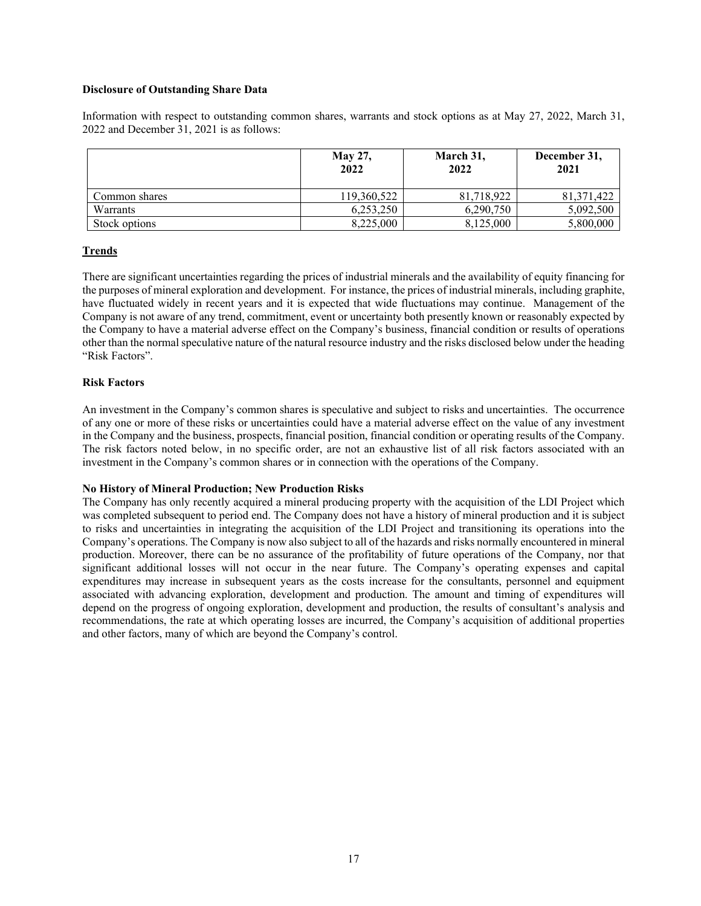**Disclosure of Outstanding Share Data**

Information with respect to outstanding common shares, warrants and stock options as at May 27, 2022, March 31, 2022 and December 31, 2021 is as follows:

| | May 27, 2022 | March 31, 2022 | December 31, 2021 |
|---|---|---|---|
| Common shares | 119,360,522 | 81,718,922 | 81,371,422 |
| Warrants | 6,253,250 | 6,290,750 | 5,092,500 |
| Stock options | 8,225,000 | 8,125,000 | 5,800,000 |

**Trends**

There are significant uncertainties regarding the prices of industrial minerals and the availability of equity financing for the purposes of mineral exploration and development. For instance, the prices of industrial minerals, including graphite, have fluctuated widely in recent years and it is expected that wide fluctuations may continue. Management of the Company is not aware of any trend, commitment, event or uncertainty both presently known or reasonably expected by the Company to have a material adverse effect on the Company's business, financial condition or results of operations other than the normal speculative nature of the natural resource industry and the risks disclosed below under the heading "Risk Factors".

**Risk Factors**

An investment in the Company's common shares is speculative and subject to risks and uncertainties. The occurrence of any one or more of these risks or uncertainties could have a material adverse effect on the value of any investment in the Company and the business, prospects, financial position, financial condition or operating results of the Company. The risk factors noted below, in no specific order, are not an exhaustive list of all risk factors associated with an investment in the Company's common shares or in connection with the operations of the Company.

**No History of Mineral Production; New Production Risks**

The Company has only recently acquired a mineral producing property with the acquisition of the LDI Project which was completed subsequent to period end. The Company does not have a history of mineral production and it is subject to risks and uncertainties in integrating the acquisition of the LDI Project and transitioning its operations into the Company's operations. The Company is now also subject to all of the hazards and risks normally encountered in mineral production. Moreover, there can be no assurance of the profitability of future operations of the Company, nor that significant additional losses will not occur in the near future. The Company's operating expenses and capital expenditures may increase in subsequent years as the costs increase for the consultants, personnel and equipment associated with advancing exploration, development and production. The amount and timing of expenditures will depend on the progress of ongoing exploration, development and production, the results of consultant's analysis and recommendations, the rate at which operating losses are incurred, the Company's acquisition of additional properties and other factors, many of which are beyond the Company's control.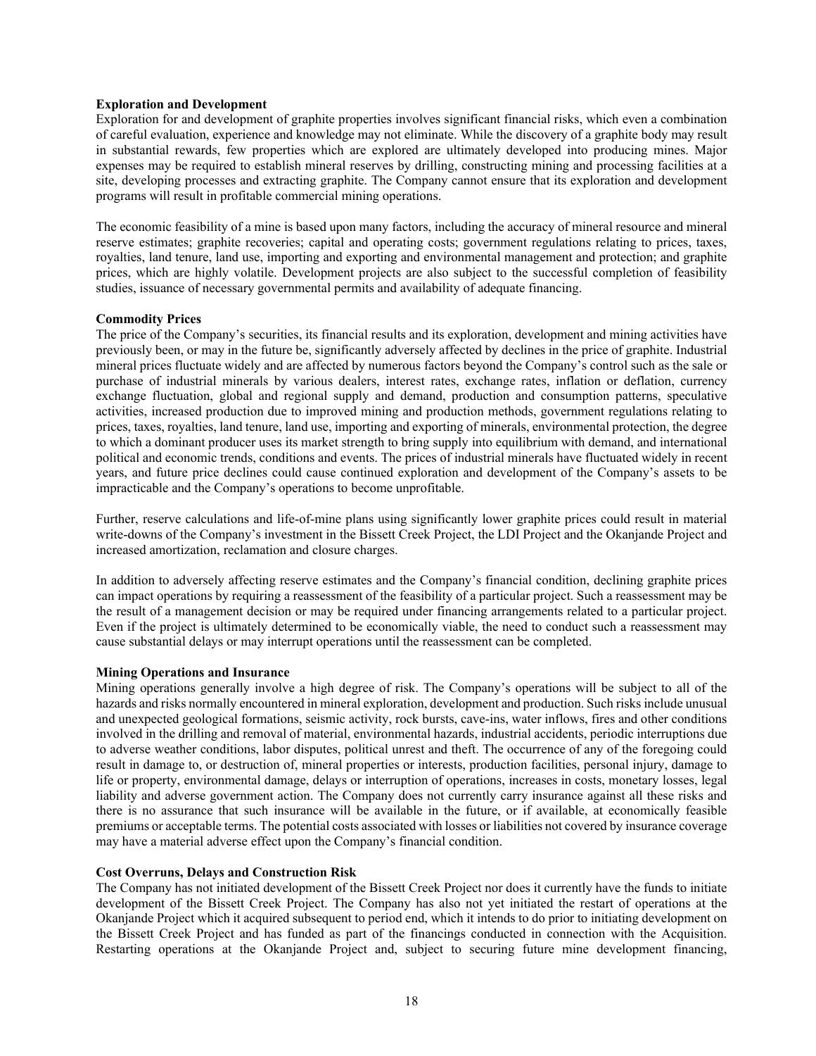**Exploration and Development**

Exploration for and development of graphite properties involves significant financial risks, which even a combination of careful evaluation, experience and knowledge may not eliminate. While the discovery of a graphite body may result in substantial rewards, few properties which are explored are ultimately developed into producing mines. Major expenses may be required to establish mineral reserves by drilling, constructing mining and processing facilities at a site, developing processes and extracting graphite. The Company cannot ensure that its exploration and development programs will result in profitable commercial mining operations.

The economic feasibility of a mine is based upon many factors, including the accuracy of mineral resource and mineral reserve estimates; graphite recoveries; capital and operating costs; government regulations relating to prices, taxes, royalties, land tenure, land use, importing and exporting and environmental management and protection; and graphite prices, which are highly volatile. Development projects are also subject to the successful completion of feasibility studies, issuance of necessary governmental permits and availability of adequate financing.

**Commodity Prices**

The price of the Company's securities, its financial results and its exploration, development and mining activities have previously been, or may in the future be, significantly adversely affected by declines in the price of graphite. Industrial mineral prices fluctuate widely and are affected by numerous factors beyond the Company's control such as the sale or purchase of industrial minerals by various dealers, interest rates, exchange rates, inflation or deflation, currency exchange fluctuation, global and regional supply and demand, production and consumption patterns, speculative activities, increased production due to improved mining and production methods, government regulations relating to prices, taxes, royalties, land tenure, land use, importing and exporting of minerals, environmental protection, the degree to which a dominant producer uses its market strength to bring supply into equilibrium with demand, and international political and economic trends, conditions and events. The prices of industrial minerals have fluctuated widely in recent years, and future price declines could cause continued exploration and development of the Company's assets to be impracticable and the Company's operations to become unprofitable.

Further, reserve calculations and life-of-mine plans using significantly lower graphite prices could result in material write-downs of the Company's investment in the Bissett Creek Project, the LDI Project and the Okanjande Project and increased amortization, reclamation and closure charges.

In addition to adversely affecting reserve estimates and the Company's financial condition, declining graphite prices can impact operations by requiring a reassessment of the feasibility of a particular project. Such a reassessment may be the result of a management decision or may be required under financing arrangements related to a particular project. Even if the project is ultimately determined to be economically viable, the need to conduct such a reassessment may cause substantial delays or may interrupt operations until the reassessment can be completed.

**Mining Operations and Insurance**

Mining operations generally involve a high degree of risk. The Company's operations will be subject to all of the hazards and risks normally encountered in mineral exploration, development and production. Such risks include unusual and unexpected geological formations, seismic activity, rock bursts, cave-ins, water inflows, fires and other conditions involved in the drilling and removal of material, environmental hazards, industrial accidents, periodic interruptions due to adverse weather conditions, labor disputes, political unrest and theft. The occurrence of any of the foregoing could result in damage to, or destruction of, mineral properties or interests, production facilities, personal injury, damage to life or property, environmental damage, delays or interruption of operations, increases in costs, monetary losses, legal liability and adverse government action. The Company does not currently carry insurance against all these risks and there is no assurance that such insurance will be available in the future, or if available, at economically feasible premiums or acceptable terms. The potential costs associated with losses or liabilities not covered by insurance coverage may have a material adverse effect upon the Company's financial condition.

**Cost Overruns, Delays and Construction Risk**

The Company has not initiated development of the Bissett Creek Project nor does it currently have the funds to initiate development of the Bissett Creek Project. The Company has also not yet initiated the restart of operations at the Okanjande Project which it acquired subsequent to period end, which it intends to do prior to initiating development on the Bissett Creek Project and has funded as part of the financings conducted in connection with the Acquisition. Restarting operations at the Okanjande Project and, subject to securing future mine development financing,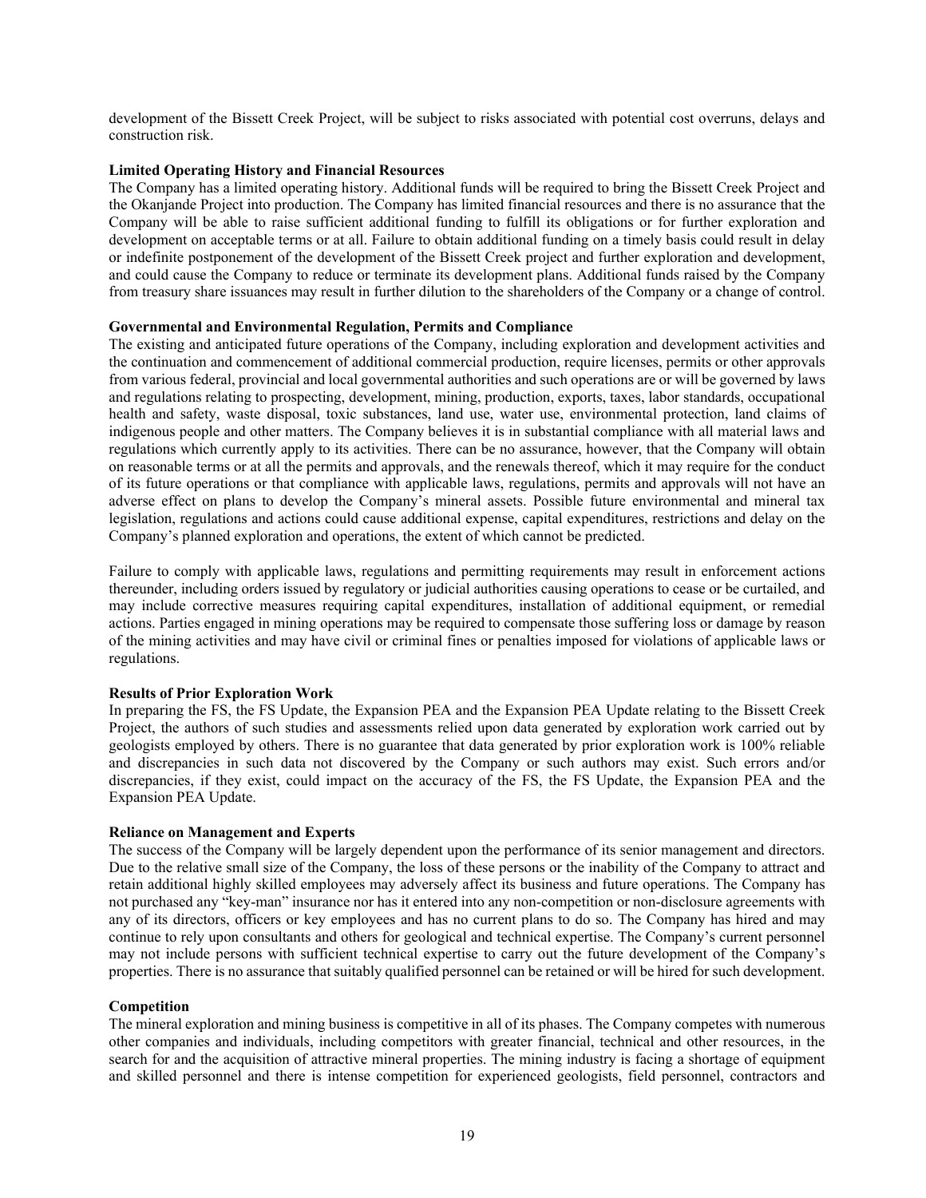development of the Bissett Creek Project, will be subject to risks associated with potential cost overruns, delays and construction risk.

**Limited Operating History and Financial Resources**

The Company has a limited operating history. Additional funds will be required to bring the Bissett Creek Project and the Okanjande Project into production. The Company has limited financial resources and there is no assurance that the Company will be able to raise sufficient additional funding to fulfill its obligations or for further exploration and development on acceptable terms or at all. Failure to obtain additional funding on a timely basis could result in delay or indefinite postponement of the development of the Bissett Creek project and further exploration and development, and could cause the Company to reduce or terminate its development plans. Additional funds raised by the Company from treasury share issuances may result in further dilution to the shareholders of the Company or a change of control.

**Governmental and Environmental Regulation, Permits and Compliance**

The existing and anticipated future operations of the Company, including exploration and development activities and the continuation and commencement of additional commercial production, require licenses, permits or other approvals from various federal, provincial and local governmental authorities and such operations are or will be governed by laws and regulations relating to prospecting, development, mining, production, exports, taxes, labor standards, occupational health and safety, waste disposal, toxic substances, land use, water use, environmental protection, land claims of indigenous people and other matters. The Company believes it is in substantial compliance with all material laws and regulations which currently apply to its activities. There can be no assurance, however, that the Company will obtain on reasonable terms or at all the permits and approvals, and the renewals thereof, which it may require for the conduct of its future operations or that compliance with applicable laws, regulations, permits and approvals will not have an adverse effect on plans to develop the Company's mineral assets. Possible future environmental and mineral tax legislation, regulations and actions could cause additional expense, capital expenditures, restrictions and delay on the Company's planned exploration and operations, the extent of which cannot be predicted.

Failure to comply with applicable laws, regulations and permitting requirements may result in enforcement actions thereunder, including orders issued by regulatory or judicial authorities causing operations to cease or be curtailed, and may include corrective measures requiring capital expenditures, installation of additional equipment, or remedial actions. Parties engaged in mining operations may be required to compensate those suffering loss or damage by reason of the mining activities and may have civil or criminal fines or penalties imposed for violations of applicable laws or regulations.

**Results of Prior Exploration Work**

In preparing the FS, the FS Update, the Expansion PEA and the Expansion PEA Update relating to the Bissett Creek Project, the authors of such studies and assessments relied upon data generated by exploration work carried out by geologists employed by others. There is no guarantee that data generated by prior exploration work is 100% reliable and discrepancies in such data not discovered by the Company or such authors may exist. Such errors and/or discrepancies, if they exist, could impact on the accuracy of the FS, the FS Update, the Expansion PEA and the Expansion PEA Update.

**Reliance on Management and Experts**

The success of the Company will be largely dependent upon the performance of its senior management and directors. Due to the relative small size of the Company, the loss of these persons or the inability of the Company to attract and retain additional highly skilled employees may adversely affect its business and future operations. The Company has not purchased any "key-man" insurance nor has it entered into any non-competition or non-disclosure agreements with any of its directors, officers or key employees and has no current plans to do so. The Company has hired and may continue to rely upon consultants and others for geological and technical expertise. The Company's current personnel may not include persons with sufficient technical expertise to carry out the future development of the Company's properties. There is no assurance that suitably qualified personnel can be retained or will be hired for such development.

**Competition**

The mineral exploration and mining business is competitive in all of its phases. The Company competes with numerous other companies and individuals, including competitors with greater financial, technical and other resources, in the search for and the acquisition of attractive mineral properties. The mining industry is facing a shortage of equipment and skilled personnel and there is intense competition for experienced geologists, field personnel, contractors and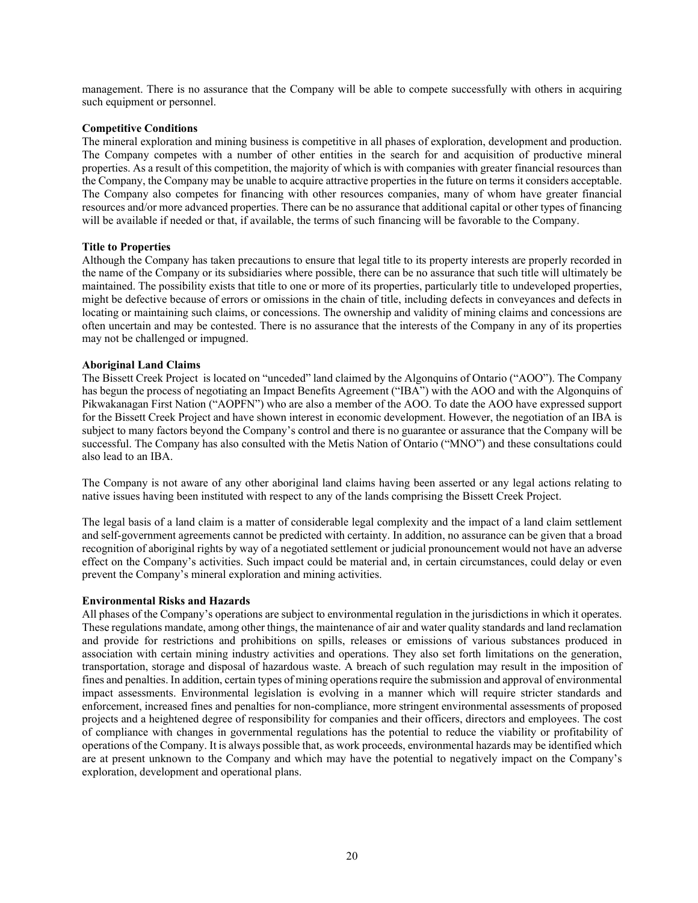management. There is no assurance that the Company will be able to compete successfully with others in acquiring such equipment or personnel.

**Competitive Conditions**

The mineral exploration and mining business is competitive in all phases of exploration, development and production. The Company competes with a number of other entities in the search for and acquisition of productive mineral properties. As a result of this competition, the majority of which is with companies with greater financial resources than the Company, the Company may be unable to acquire attractive properties in the future on terms it considers acceptable. The Company also competes for financing with other resources companies, many of whom have greater financial resources and/or more advanced properties. There can be no assurance that additional capital or other types of financing will be available if needed or that, if available, the terms of such financing will be favorable to the Company.

**Title to Properties**

Although the Company has taken precautions to ensure that legal title to its property interests are properly recorded in the name of the Company or its subsidiaries where possible, there can be no assurance that such title will ultimately be maintained. The possibility exists that title to one or more of its properties, particularly title to undeveloped properties, might be defective because of errors or omissions in the chain of title, including defects in conveyances and defects in locating or maintaining such claims, or concessions. The ownership and validity of mining claims and concessions are often uncertain and may be contested. There is no assurance that the interests of the Company in any of its properties may not be challenged or impugned.

**Aboriginal Land Claims**

The Bissett Creek Project is located on "unceded" land claimed by the Algonquins of Ontario ("AOO"). The Company has begun the process of negotiating an Impact Benefits Agreement ("IBA") with the AOO and with the Algonquins of Pikwakanagan First Nation ("AOPFN") who are also a member of the AOO. To date the AOO have expressed support for the Bissett Creek Project and have shown interest in economic development. However, the negotiation of an IBA is subject to many factors beyond the Company's control and there is no guarantee or assurance that the Company will be successful. The Company has also consulted with the Metis Nation of Ontario ("MNO") and these consultations could also lead to an IBA.

The Company is not aware of any other aboriginal land claims having been asserted or any legal actions relating to native issues having been instituted with respect to any of the lands comprising the Bissett Creek Project.

The legal basis of a land claim is a matter of considerable legal complexity and the impact of a land claim settlement and self-government agreements cannot be predicted with certainty. In addition, no assurance can be given that a broad recognition of aboriginal rights by way of a negotiated settlement or judicial pronouncement would not have an adverse effect on the Company's activities. Such impact could be material and, in certain circumstances, could delay or even prevent the Company's mineral exploration and mining activities.

**Environmental Risks and Hazards**

All phases of the Company's operations are subject to environmental regulation in the jurisdictions in which it operates. These regulations mandate, among other things, the maintenance of air and water quality standards and land reclamation and provide for restrictions and prohibitions on spills, releases or emissions of various substances produced in association with certain mining industry activities and operations. They also set forth limitations on the generation, transportation, storage and disposal of hazardous waste. A breach of such regulation may result in the imposition of fines and penalties. In addition, certain types of mining operations require the submission and approval of environmental impact assessments. Environmental legislation is evolving in a manner which will require stricter standards and enforcement, increased fines and penalties for non-compliance, more stringent environmental assessments of proposed projects and a heightened degree of responsibility for companies and their officers, directors and employees. The cost of compliance with changes in governmental regulations has the potential to reduce the viability or profitability of operations of the Company. It is always possible that, as work proceeds, environmental hazards may be identified which are at present unknown to the Company and which may have the potential to negatively impact on the Company's exploration, development and operational plans.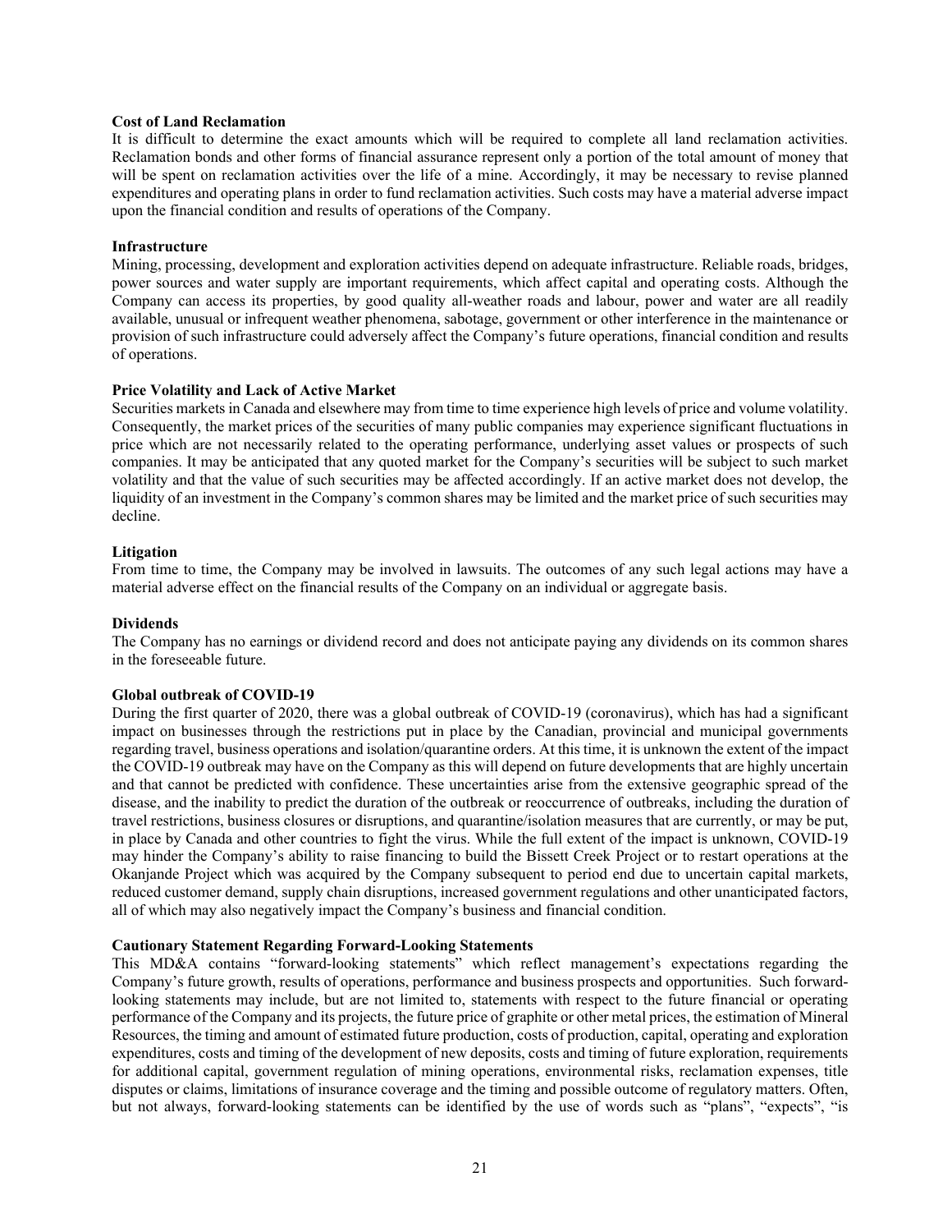**Cost of Land Reclamation**

It is difficult to determine the exact amounts which will be required to complete all land reclamation activities. Reclamation bonds and other forms of financial assurance represent only a portion of the total amount of money that will be spent on reclamation activities over the life of a mine. Accordingly, it may be necessary to revise planned expenditures and operating plans in order to fund reclamation activities. Such costs may have a material adverse impact upon the financial condition and results of operations of the Company.

**Infrastructure**

Mining, processing, development and exploration activities depend on adequate infrastructure. Reliable roads, bridges, power sources and water supply are important requirements, which affect capital and operating costs. Although the Company can access its properties, by good quality all-weather roads and labour, power and water are all readily available, unusual or infrequent weather phenomena, sabotage, government or other interference in the maintenance or provision of such infrastructure could adversely affect the Company's future operations, financial condition and results of operations.

**Price Volatility and Lack of Active Market**

Securities markets in Canada and elsewhere may from time to time experience high levels of price and volume volatility. Consequently, the market prices of the securities of many public companies may experience significant fluctuations in price which are not necessarily related to the operating performance, underlying asset values or prospects of such companies. It may be anticipated that any quoted market for the Company's securities will be subject to such market volatility and that the value of such securities may be affected accordingly. If an active market does not develop, the liquidity of an investment in the Company's common shares may be limited and the market price of such securities may decline.

**Litigation**

From time to time, the Company may be involved in lawsuits. The outcomes of any such legal actions may have a material adverse effect on the financial results of the Company on an individual or aggregate basis.

**Dividends**

The Company has no earnings or dividend record and does not anticipate paying any dividends on its common shares in the foreseeable future.

**Global outbreak of COVID-19**

During the first quarter of 2020, there was a global outbreak of COVID-19 (coronavirus), which has had a significant impact on businesses through the restrictions put in place by the Canadian, provincial and municipal governments regarding travel, business operations and isolation/quarantine orders. At this time, it is unknown the extent of the impact the COVID-19 outbreak may have on the Company as this will depend on future developments that are highly uncertain and that cannot be predicted with confidence. These uncertainties arise from the extensive geographic spread of the disease, and the inability to predict the duration of the outbreak or reoccurrence of outbreaks, including the duration of travel restrictions, business closures or disruptions, and quarantine/isolation measures that are currently, or may be put, in place by Canada and other countries to fight the virus. While the full extent of the impact is unknown, COVID-19 may hinder the Company's ability to raise financing to build the Bissett Creek Project or to restart operations at the Okanjande Project which was acquired by the Company subsequent to period end due to uncertain capital markets, reduced customer demand, supply chain disruptions, increased government regulations and other unanticipated factors, all of which may also negatively impact the Company's business and financial condition.

**Cautionary Statement Regarding Forward-Looking Statements**

This MD&A contains "forward-looking statements" which reflect management's expectations regarding the Company's future growth, results of operations, performance and business prospects and opportunities. Such forward-looking statements may include, but are not limited to, statements with respect to the future financial or operating performance of the Company and its projects, the future price of graphite or other metal prices, the estimation of Mineral Resources, the timing and amount of estimated future production, costs of production, capital, operating and exploration expenditures, costs and timing of the development of new deposits, costs and timing of future exploration, requirements for additional capital, government regulation of mining operations, environmental risks, reclamation expenses, title disputes or claims, limitations of insurance coverage and the timing and possible outcome of regulatory matters. Often, but not always, forward-looking statements can be identified by the use of words such as "plans", "expects", "is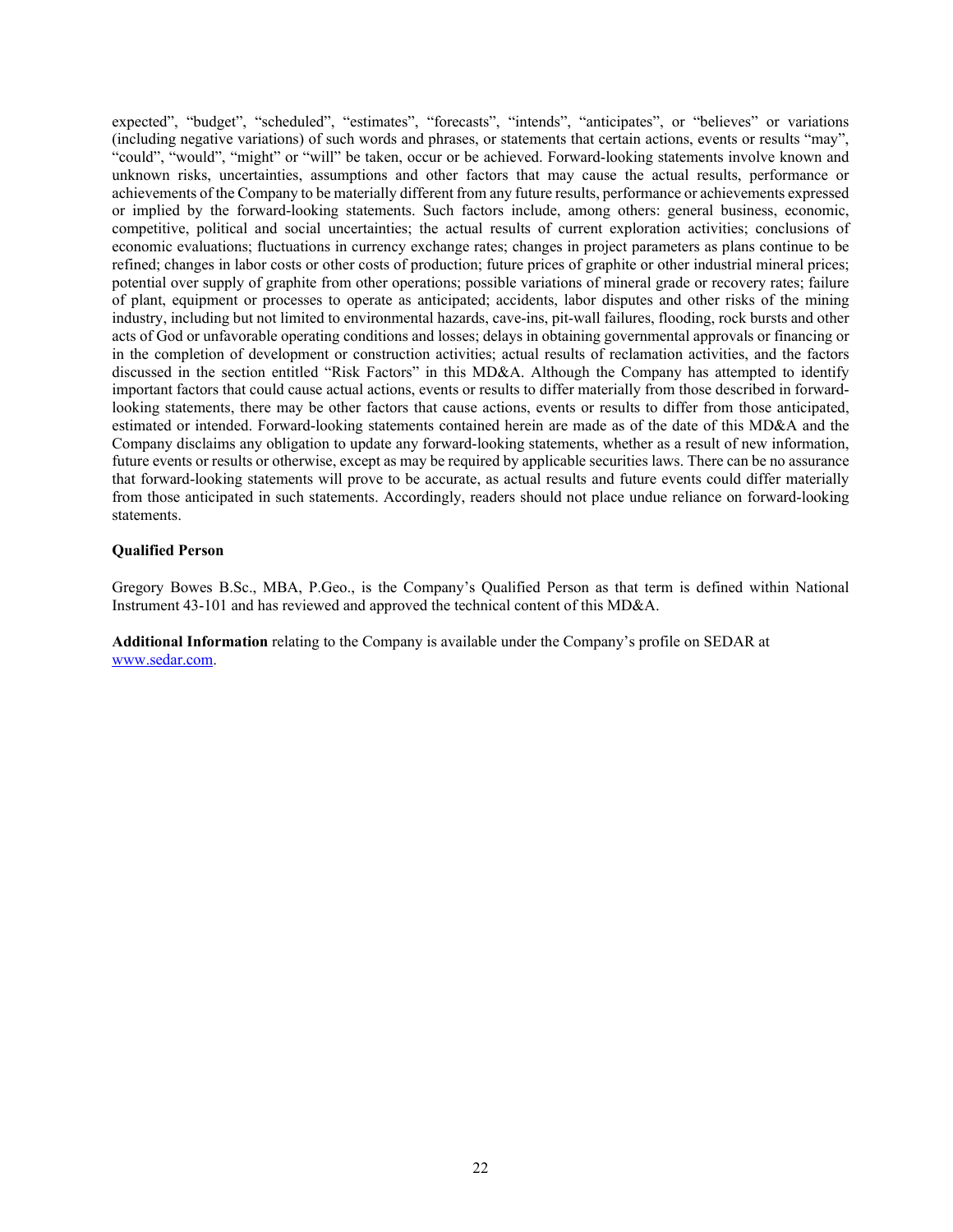expected", "budget", "scheduled", "estimates", "forecasts", "intends", "anticipates", or "believes" or variations (including negative variations) of such words and phrases, or statements that certain actions, events or results "may", "could", "would", "might" or "will" be taken, occur or be achieved. Forward-looking statements involve known and unknown risks, uncertainties, assumptions and other factors that may cause the actual results, performance or achievements of the Company to be materially different from any future results, performance or achievements expressed or implied by the forward-looking statements. Such factors include, among others: general business, economic, competitive, political and social uncertainties; the actual results of current exploration activities; conclusions of economic evaluations; fluctuations in currency exchange rates; changes in project parameters as plans continue to be refined; changes in labor costs or other costs of production; future prices of graphite or other industrial mineral prices; potential over supply of graphite from other operations; possible variations of mineral grade or recovery rates; failure of plant, equipment or processes to operate as anticipated; accidents, labor disputes and other risks of the mining industry, including but not limited to environmental hazards, cave-ins, pit-wall failures, flooding, rock bursts and other acts of God or unfavorable operating conditions and losses; delays in obtaining governmental approvals or financing or in the completion of development or construction activities; actual results of reclamation activities, and the factors discussed in the section entitled "Risk Factors" in this MD&A. Although the Company has attempted to identify important factors that could cause actual actions, events or results to differ materially from those described in forward-looking statements, there may be other factors that cause actions, events or results to differ from those anticipated, estimated or intended. Forward-looking statements contained herein are made as of the date of this MD&A and the Company disclaims any obligation to update any forward-looking statements, whether as a result of new information, future events or results or otherwise, except as may be required by applicable securities laws. There can be no assurance that forward-looking statements will prove to be accurate, as actual results and future events could differ materially from those anticipated in such statements. Accordingly, readers should not place undue reliance on forward-looking statements.

**Qualified Person**

Gregory Bowes B.Sc., MBA, P.Geo., is the Company's Qualified Person as that term is defined within National Instrument 43-101 and has reviewed and approved the technical content of this MD&A.

**Additional Information** relating to the Company is available under the Company's profile on SEDAR at www.sedar.com.